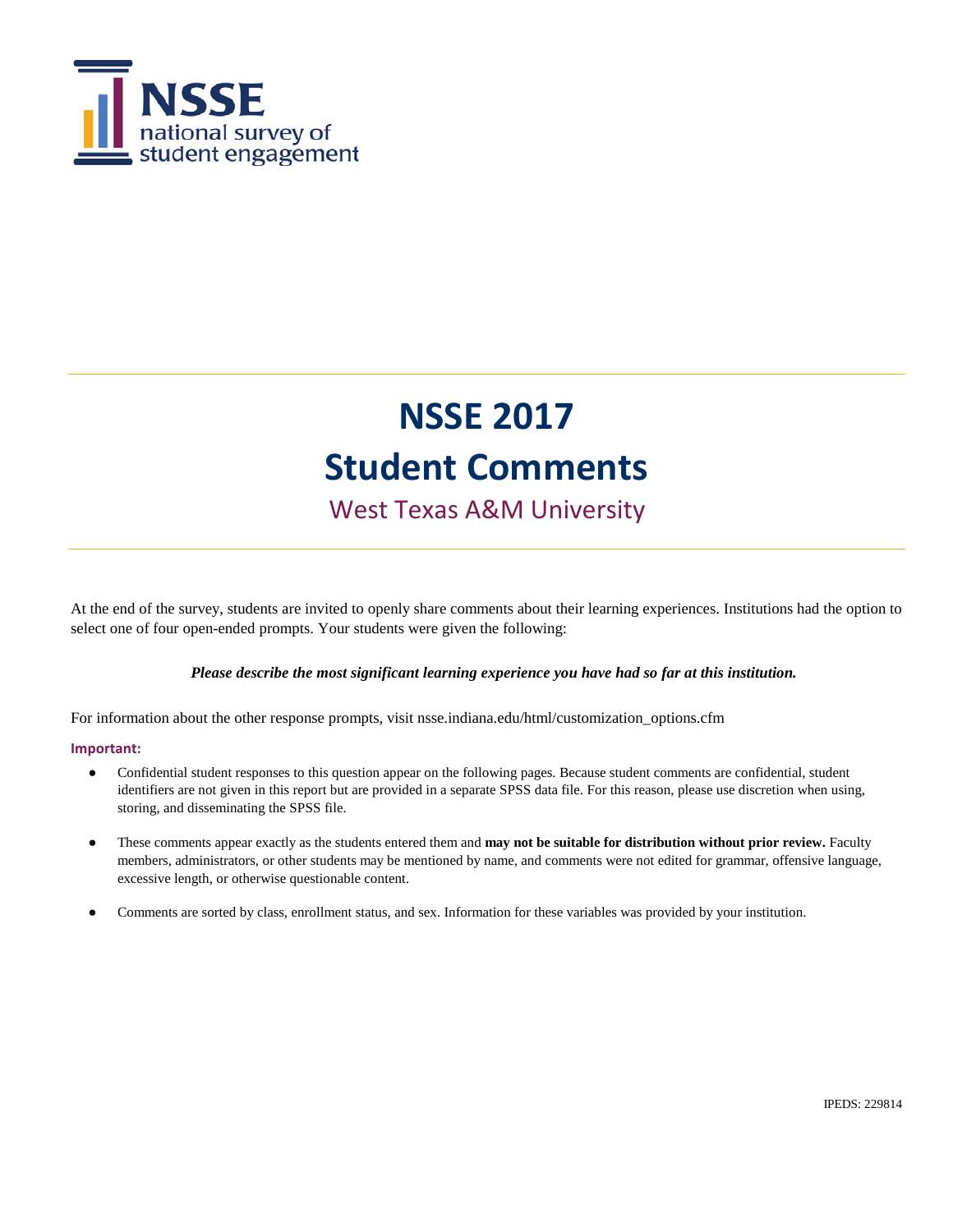**NSSE**
national survey of
student engagement

# NSSE 2017
# Student Comments

## West Texas A&M University

At the end of the survey, students are invited to openly share comments about their learning experiences. Institutions had the option to select one of four open-ended prompts. Your students were given the following:

***Please describe the most significant learning experience you have had so far at this institution.***

For information about the other response prompts, visit nsse.indiana.edu/html/customization_options.cfm

**Important:**

- Confidential student responses to this question appear on the following pages. Because student comments are confidential, student identifiers are not given in this report but are provided in a separate SPSS data file. For this reason, please use discretion when using, storing, and disseminating the SPSS file.
- These comments appear exactly as the students entered them and **may not be suitable for distribution without prior review.** Faculty members, administrators, or other students may be mentioned by name, and comments were not edited for grammar, offensive language, excessive length, or otherwise questionable content.
- Comments are sorted by class, enrollment status, and sex. Information for these variables was provided by your institution.

IPEDS: 229814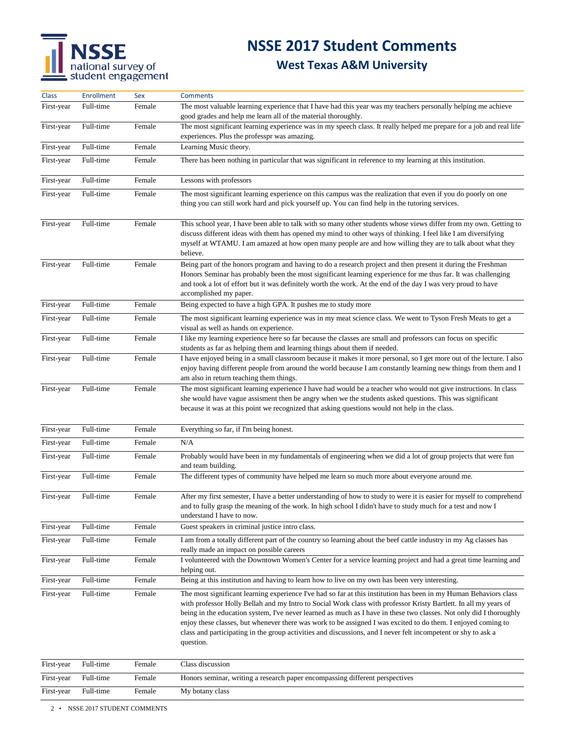# NSSE 2017 Student Comments

## West Texas A&M University

| Class | Enrollment | Sex | Comments |
|---|---|---|---|
| First-year | Full-time | Female | The most valuable learning experience that I have had this year was my teachers personally helping me achieve good grades and help me learn all of the material thoroughly. |
| First-year | Full-time | Female | The most significant learning experience was in my speech class. It really helped me prepare for a job and real life experiences. Plus the professpr was amazing. |
| First-year | Full-time | Female | Learning Music theory. |
| First-year | Full-time | Female | There has been nothing in particular that was significant in reference to my learning at this institution. |
| First-year | Full-time | Female | Lessons with professors |
| First-year | Full-time | Female | The most significant learning experience on this campus was the realization that even if you do poorly on one thing you can still work hard and pick yourself up. You can find help in the tutoring services. |
| First-year | Full-time | Female | This school year, I have been able to talk with so many other students whose views differ from my own. Getting to discuss different ideas with them has opened my mind to other ways of thinking. I feel like I am diversifying myself at WTAMU. I am amazed at how open many people are and how willing they are to talk about what they believe. |
| First-year | Full-time | Female | Being part of the honors program and having to do a research project and then present it during the Freshman Honors Seminar has probably been the most significant learning experience for me thus far. It was challenging and took a lot of effort but it was definitely worth the work. At the end of the day I was very proud to have accomplished my paper. |
| First-year | Full-time | Female | Being expected to have a high GPA. It pushes me to study more |
| First-year | Full-time | Female | The most significant learning experience was in my meat science class. We went to Tyson Fresh Meats to get a visual as well as hands on experience. |
| First-year | Full-time | Female | I like my learning experience here so far because the classes are small and professors can focus on specific students as far as helping them and learning things about them if needed. |
| First-year | Full-time | Female | I have enjoyed being in a small classroom because it makes it more personal, so I get more out of the lecture. I also enjoy having different people from around the world because I am constantly learning new things from them and I am also in return teaching them things. |
| First-year | Full-time | Female | The most significant learning experience I have had would be a teacher who would not give instructions. In class she would have vague assisment then be angry when we the students asked questions. This was significant because it was at this point we recognized that asking questions would not help in the class. |
| First-year | Full-time | Female | Everything so far, if I'm being honest. |
| First-year | Full-time | Female | N/A |
| First-year | Full-time | Female | Probably would have been in my fundamentals of engineering when we did a lot of group projects that were fun and team building. |
| First-year | Full-time | Female | The different types of community have helped me learn so much more about everyone around me. |
| First-year | Full-time | Female | After my first semester, I have a better understanding of how to study to were it is easier for myself to comprehend and to fully grasp the meaning of the work. In high school I didn't have to study much for a test and now I understand I have to now. |
| First-year | Full-time | Female | Guest speakers in criminal justice intro class. |
| First-year | Full-time | Female | I am from a totally different part of the country so learning about the beef cattle industry in my Ag classes has really made an impact on possible careers |
| First-year | Full-time | Female | I volunteered with the Downtown Women's Center for a service learning project and had a great time learning and helping out. |
| First-year | Full-time | Female | Being at this institution and having to learn how to live on my own has been very interesting. |
| First-year | Full-time | Female | The most significant learning experience I've had so far at this institution has been in my Human Behaviors class with professor Holly Bellah and my Intro to Social Work class with professor Kristy Bartlett. In all my years of being in the education system, I've never learned as much as I have in these two classes. Not only did I thoroughly enjoy these classes, but whenever there was work to be assigned I was excited to do them. I enjoyed coming to class and participating in the group activities and discussions, and I never felt incompetent or shy to ask a question. |
| First-year | Full-time | Female | Class discussion |
| First-year | Full-time | Female | Honors seminar, writing a research paper encompassing different perspectives |
| First-year | Full-time | Female | My botany class |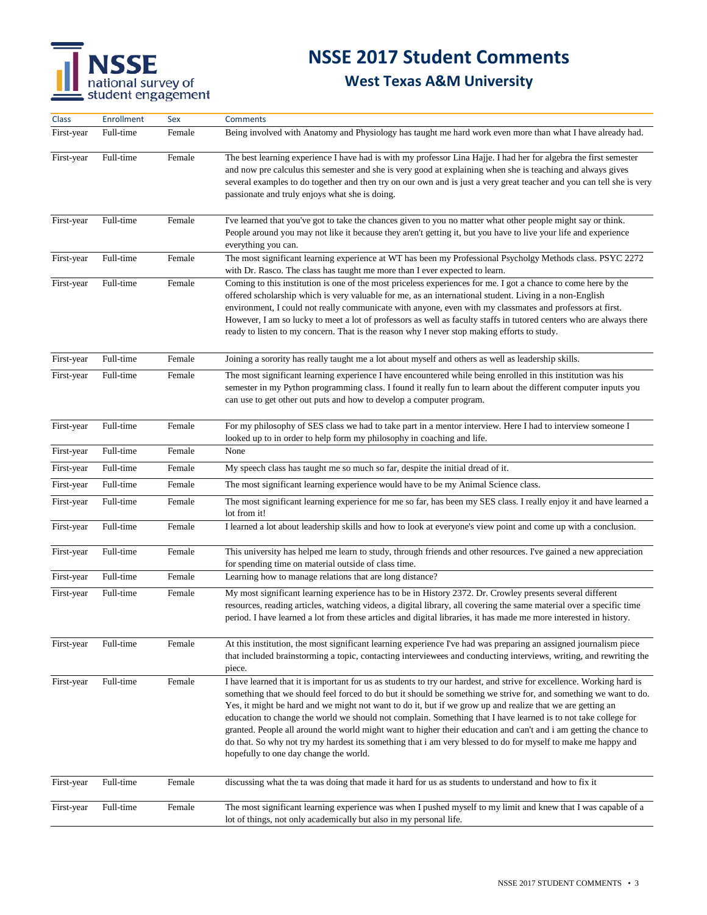# NSSE 2017 Student Comments

## West Texas A&M University

| Class | Enrollment | Sex | Comments |
|---|---|---|---|
| First-year | Full-time | Female | Being involved with Anatomy and Physiology has taught me hard work even more than what I have already had. |
| First-year | Full-time | Female | The best learning experience I have had is with my professor Lina Hajje. I had her for algebra the first semester and now pre calculus this semester and she is very good at explaining when she is teaching and always gives several examples to do together and then try on our own and is just a very great teacher and you can tell she is very passionate and truly enjoys what she is doing. |
| First-year | Full-time | Female | I've learned that you've got to take the chances given to you no matter what other people might say or think. People around you may not like it because they aren't getting it, but you have to live your life and experience everything you can. |
| First-year | Full-time | Female | The most significant learning experience at WT has been my Professional Psycholgy Methods class. PSYC 2272 with Dr. Rasco. The class has taught me more than I ever expected to learn. |
| First-year | Full-time | Female | Coming to this institution is one of the most priceless experiences for me. I got a chance to come here by the offered scholarship which is very valuable for me, as an international student. Living in a non-English environment, I could not really communicate with anyone, even with my classmates and professors at first. However, I am so lucky to meet a lot of professors as well as faculty staffs in tutored centers who are always there ready to listen to my concern. That is the reason why I never stop making efforts to study. |
| First-year | Full-time | Female | Joining a sorority has really taught me a lot about myself and others as well as leadership skills. |
| First-year | Full-time | Female | The most significant learning experience I have encountered while being enrolled in this institution was his semester in my Python programming class. I found it really fun to learn about the different computer inputs you can use to get other out puts and how to develop a computer program. |
| First-year | Full-time | Female | For my philosophy of SES class we had to take part in a mentor interview. Here I had to interview someone I looked up to in order to help form my philosophy in coaching and life. |
| First-year | Full-time | Female | None |
| First-year | Full-time | Female | My speech class has taught me so much so far, despite the initial dread of it. |
| First-year | Full-time | Female | The most significant learning experience would have to be my Animal Science class. |
| First-year | Full-time | Female | The most significant learning experience for me so far, has been my SES class. I really enjoy it and have learned a lot from it! |
| First-year | Full-time | Female | I learned a lot about leadership skills and how to look at everyone's view point and come up with a conclusion. |
| First-year | Full-time | Female | This university has helped me learn to study, through friends and other resources. I've gained a new appreciation for spending time on material outside of class time. |
| First-year | Full-time | Female | Learning how to manage relations that are long distance? |
| First-year | Full-time | Female | My most significant learning experience has to be in History 2372. Dr. Crowley presents several different resources, reading articles, watching videos, a digital library, all covering the same material over a specific time period. I have learned a lot from these articles and digital libraries, it has made me more interested in history. |
| First-year | Full-time | Female | At this institution, the most significant learning experience I've had was preparing an assigned journalism piece that included brainstorming a topic, contacting interviewees and conducting interviews, writing, and rewriting the piece. |
| First-year | Full-time | Female | I have learned that it is important for us as students to try our hardest, and strive for excellence. Working hard is something that we should feel forced to do but it should be something we strive for, and something we want to do. Yes, it might be hard and we might not want to do it, but if we grow up and realize that we are getting an education to change the world we should not complain. Something that I have learned is to not take college for granted. People all around the world might want to higher their education and can't and i am getting the chance to do that. So why not try my hardest its something that i am very blessed to do for myself to make me happy and hopefully to one day change the world. |
| First-year | Full-time | Female | discussing what the ta was doing that made it hard for us as students to understand and how to fix it |
| First-year | Full-time | Female | The most significant learning experience was when I pushed myself to my limit and knew that I was capable of a lot of things, not only academically but also in my personal life. |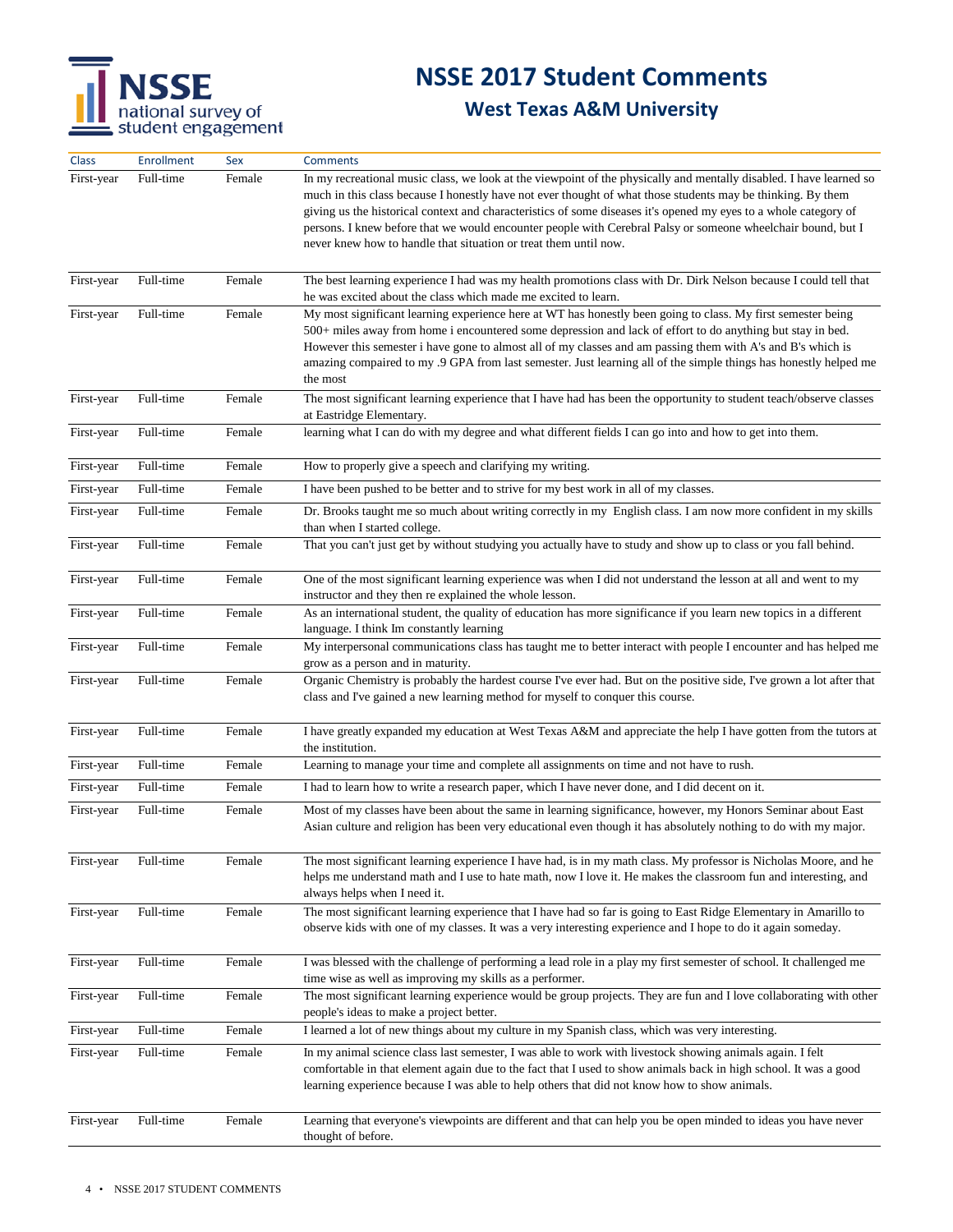# NSSE 2017 Student Comments

## West Texas A&M University

| Class | Enrollment | Sex | Comments |
|---|---|---|---|
| First-year | Full-time | Female | In my recreational music class, we look at the viewpoint of the physically and mentally disabled. I have learned so much in this class because I honestly have not ever thought of what those students may be thinking. By them giving us the historical context and characteristics of some diseases it's opened my eyes to a whole category of persons. I knew before that we would encounter people with Cerebral Palsy or someone wheelchair bound, but I never knew how to handle that situation or treat them until now. |
| First-year | Full-time | Female | The best learning experience I had was my health promotions class with Dr. Dirk Nelson because I could tell that he was excited about the class which made me excited to learn. |
| First-year | Full-time | Female | My most significant learning experience here at WT has honestly been going to class. My first semester being 500+ miles away from home i encountered some depression and lack of effort to do anything but stay in bed. However this semester i have gone to almost all of my classes and am passing them with A's and B's which is amazing compaired to my .9 GPA from last semester. Just learning all of the simple things has honestly helped me the most |
| First-year | Full-time | Female | The most significant learning experience that I have had has been the opportunity to student teach/observe classes at Eastridge Elementary. |
| First-year | Full-time | Female | learning what I can do with my degree and what different fields I can go into and how to get into them. |
| First-year | Full-time | Female | How to properly give a speech and clarifying my writing. |
| First-year | Full-time | Female | I have been pushed to be better and to strive for my best work in all of my classes. |
| First-year | Full-time | Female | Dr. Brooks taught me so much about writing correctly in my English class. I am now more confident in my skills than when I started college. |
| First-year | Full-time | Female | That you can't just get by without studying you actually have to study and show up to class or you fall behind. |
| First-year | Full-time | Female | One of the most significant learning experience was when I did not understand the lesson at all and went to my instructor and they then re explained the whole lesson. |
| First-year | Full-time | Female | As an international student, the quality of education has more significance if you learn new topics in a different language. I think Im constantly learning |
| First-year | Full-time | Female | My interpersonal communications class has taught me to better interact with people I encounter and has helped me grow as a person and in maturity. |
| First-year | Full-time | Female | Organic Chemistry is probably the hardest course I've ever had. But on the positive side, I've grown a lot after that class and I've gained a new learning method for myself to conquer this course. |
| First-year | Full-time | Female | I have greatly expanded my education at West Texas A&M and appreciate the help I have gotten from the tutors at the institution. |
| First-year | Full-time | Female | Learning to manage your time and complete all assignments on time and not have to rush. |
| First-year | Full-time | Female | I had to learn how to write a research paper, which I have never done, and I did decent on it. |
| First-year | Full-time | Female | Most of my classes have been about the same in learning significance, however, my Honors Seminar about East Asian culture and religion has been very educational even though it has absolutely nothing to do with my major. |
| First-year | Full-time | Female | The most significant learning experience I have had, is in my math class. My professor is Nicholas Moore, and he helps me understand math and I use to hate math, now I love it. He makes the classroom fun and interesting, and always helps when I need it. |
| First-year | Full-time | Female | The most significant learning experience that I have had so far is going to East Ridge Elementary in Amarillo to observe kids with one of my classes. It was a very interesting experience and I hope to do it again someday. |
| First-year | Full-time | Female | I was blessed with the challenge of performing a lead role in a play my first semester of school. It challenged me time wise as well as improving my skills as a performer. |
| First-year | Full-time | Female | The most significant learning experience would be group projects. They are fun and I love collaborating with other people's ideas to make a project better. |
| First-year | Full-time | Female | I learned a lot of new things about my culture in my Spanish class, which was very interesting. |
| First-year | Full-time | Female | In my animal science class last semester, I was able to work with livestock showing animals again. I felt comfortable in that element again due to the fact that I used to show animals back in high school. It was a good learning experience because I was able to help others that did not know how to show animals. |
| First-year | Full-time | Female | Learning that everyone's viewpoints are different and that can help you be open minded to ideas you have never thought of before. |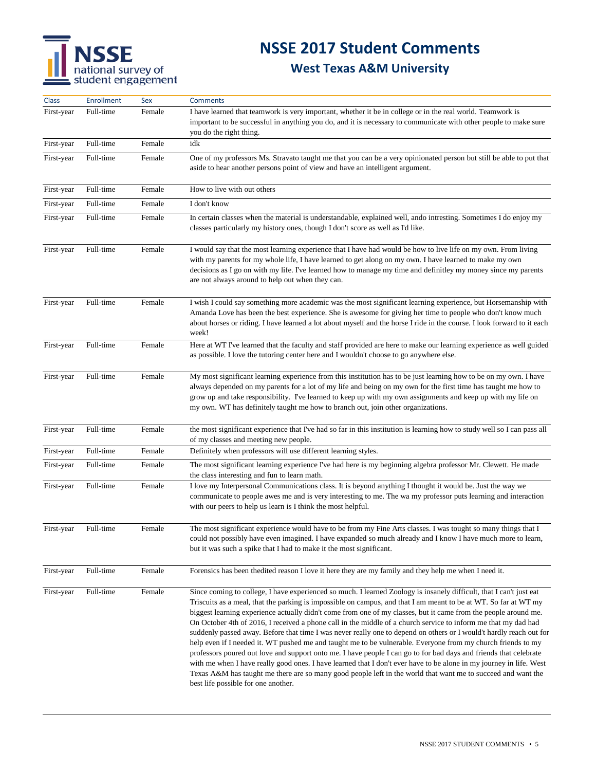# NSSE 2017 Student Comments

## West Texas A&M University

| Class | Enrollment | Sex | Comments |
|---|---|---|---|
| First-year | Full-time | Female | I have learned that teamwork is very important, whether it be in college or in the real world. Teamwork is important to be successful in anything you do, and it is necessary to communicate with other people to make sure you do the right thing. |
| First-year | Full-time | Female | idk |
| First-year | Full-time | Female | One of my professors Ms. Stravato taught me that you can be a very opinionated person but still be able to put that aside to hear another persons point of view and have an intelligent argument. |
| First-year | Full-time | Female | How to live with out others |
| First-year | Full-time | Female | I don't know |
| First-year | Full-time | Female | In certain classes when the material is understandable, explained well, ando intresting. Sometimes I do enjoy my classes particularly my history ones, though I don't score as well as I'd like. |
| First-year | Full-time | Female | I would say that the most learning experience that I have had would be how to live life on my own. From living with my parents for my whole life, I have learned to get along on my own. I have learned to make my own decisions as I go on with my life. I've learned how to manage my time and definitley my money since my parents are not always around to help out when they can. |
| First-year | Full-time | Female | I wish I could say something more academic was the most significant learning experience, but Horsemanship with Amanda Love has been the best experience. She is awesome for giving her time to people who don't know much about horses or riding. I have learned a lot about myself and the horse I ride in the course. I look forward to it each week! |
| First-year | Full-time | Female | Here at WT I've learned that the faculty and staff provided are here to make our learning experience as well guided as possible. I love the tutoring center here and I wouldn't choose to go anywhere else. |
| First-year | Full-time | Female | My most significant learning experience from this institution has to be just learning how to be on my own. I have always depended on my parents for a lot of my life and being on my own for the first time has taught me how to grow up and take responsibility. I've learned to keep up with my own assignments and keep up with my life on my own. WT has definitely taught me how to branch out, join other organizations. |
| First-year | Full-time | Female | the most significant experience that I've had so far in this institution is learning how to study well so I can pass all of my classes and meeting new people. |
| First-year | Full-time | Female | Definitely when professors will use different learning styles. |
| First-year | Full-time | Female | The most significant learning experience I've had here is my beginning algebra professor Mr. Clewett. He made the class interesting and fun to learn math. |
| First-year | Full-time | Female | I love my Interpersonal Communications class. It is beyond anything I thought it would be. Just the way we communicate to people awes me and is very interesting to me. The wa my professor puts learning and interaction with our peers to help us learn is I think the most helpful. |
| First-year | Full-time | Female | The most significant experience would have to be from my Fine Arts classes. I was tought so many things that I could not possibly have even imagined. I have expanded so much already and I know I have much more to learn, but it was such a spike that I had to make it the most significant. |
| First-year | Full-time | Female | Forensics has been thedited reason I love it here they are my family and they help me when I need it. |
| First-year | Full-time | Female | Since coming to college, I have experienced so much. I learned Zoology is insanely difficult, that I can't just eat Triscuits as a meal, that the parking is impossible on campus, and that I am meant to be at WT. So far at WT my biggest learning experience actually didn't come from one of my classes, but it came from the people around me. On October 4th of 2016, I received a phone call in the middle of a church service to inform me that my dad had suddenly passed away. Before that time I was never really one to depend on others or I would't hardly reach out for help even if I needed it. WT pushed me and taught me to be vulnerable. Everyone from my church friends to my professors poured out love and support onto me. I have people I can go to for bad days and friends that celebrate with me when I have really good ones. I have learned that I don't ever have to be alone in my journey in life. West Texas A&M has taught me there are so many good people left in the world that want me to succeed and want the best life possible for one another. |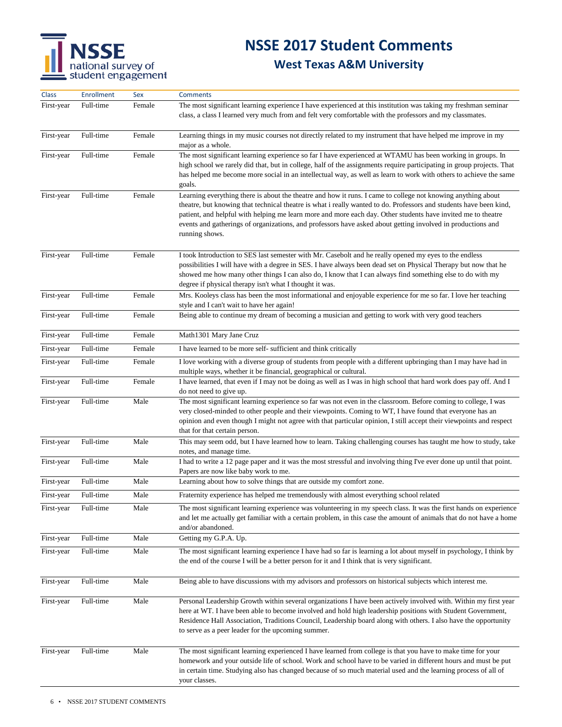# NSSE 2017 Student Comments

## West Texas A&M University

| Class | Enrollment | Sex | Comments |
|---|---|---|---|
| First-year | Full-time | Female | The most significant learning experience I have experienced at this institution was taking my freshman seminar class, a class I learned very much from and felt very comfortable with the professors and my classmates. |
| First-year | Full-time | Female | Learning things in my music courses not directly related to my instrument that have helped me improve in my major as a whole. |
| First-year | Full-time | Female | The most significant learning experience so far I have experienced at WTAMU has been working in groups. In high school we rarely did that, but in college, half of the assignments require participating in group projects. That has helped me become more social in an intellectual way, as well as learn to work with others to achieve the same goals. |
| First-year | Full-time | Female | Learning everything there is about the theatre and how it runs. I came to college not knowing anything about theatre, but knowing that technical theatre is what i really wanted to do. Professors and students have been kind, patient, and helpful with helping me learn more and more each day. Other students have invited me to theatre events and gatherings of organizations, and professors have asked about getting involved in productions and running shows. |
| First-year | Full-time | Female | I took Introduction to SES last semester with Mr. Casebolt and he really opened my eyes to the endless possibilities I will have with a degree in SES. I have always been dead set on Physical Therapy but now that he showed me how many other things I can also do, I know that I can always find something else to do with my degree if physical therapy isn't what I thought it was. |
| First-year | Full-time | Female | Mrs. Kooleys class has been the most informational and enjoyable experience for me so far. I love her teaching style and I can't wait to have her again! |
| First-year | Full-time | Female | Being able to continue my dream of becoming a musician and getting to work with very good teachers |
| First-year | Full-time | Female | Math1301 Mary Jane Cruz |
| First-year | Full-time | Female | I have learned to be more self- sufficient and think critically |
| First-year | Full-time | Female | I love working with a diverse group of students from people with a different upbringing than I may have had in multiple ways, whether it be financial, geographical or cultural. |
| First-year | Full-time | Female | I have learned, that even if I may not be doing as well as I was in high school that hard work does pay off. And I do not need to give up. |
| First-year | Full-time | Male | The most significant learning experience so far was not even in the classroom. Before coming to college, I was very closed-minded to other people and their viewpoints. Coming to WT, I have found that everyone has an opinion and even though I might not agree with that particular opinion, I still accept their viewpoints and respect that for that certain person. |
| First-year | Full-time | Male | This may seem odd, but I have learned how to learn. Taking challenging courses has taught me how to study, take notes, and manage time. |
| First-year | Full-time | Male | I had to write a 12 page paper and it was the most stressful and involving thing I've ever done up until that point. Papers are now like baby work to me. |
| First-year | Full-time | Male | Learning about how to solve things that are outside my comfort zone. |
| First-year | Full-time | Male | Fraternity experience has helped me tremendously with almost everything school related |
| First-year | Full-time | Male | The most significant learning experience was volunteering in my speech class. It was the first hands on experience and let me actually get familiar with a certain problem, in this case the amount of animals that do not have a home and/or abandoned. |
| First-year | Full-time | Male | Getting my G.P.A. Up. |
| First-year | Full-time | Male | The most significant learning experience I have had so far is learning a lot about myself in psychology, I think by the end of the course I will be a better person for it and I think that is very significant. |
| First-year | Full-time | Male | Being able to have discussions with my advisors and professors on historical subjects which interest me. |
| First-year | Full-time | Male | Personal Leadership Growth within several organizations I have been actively involved with. Within my first year here at WT. I have been able to become involved and hold high leadership positions with Student Government, Residence Hall Association, Traditions Council, Leadership board along with others. I also have the opportunity to serve as a peer leader for the upcoming summer. |
| First-year | Full-time | Male | The most significant learning experienced I have learned from college is that you have to make time for your homework and your outside life of school. Work and school have to be varied in different hours and must be put in certain time. Studying also has changed because of so much material used and the learning process of all of your classes. |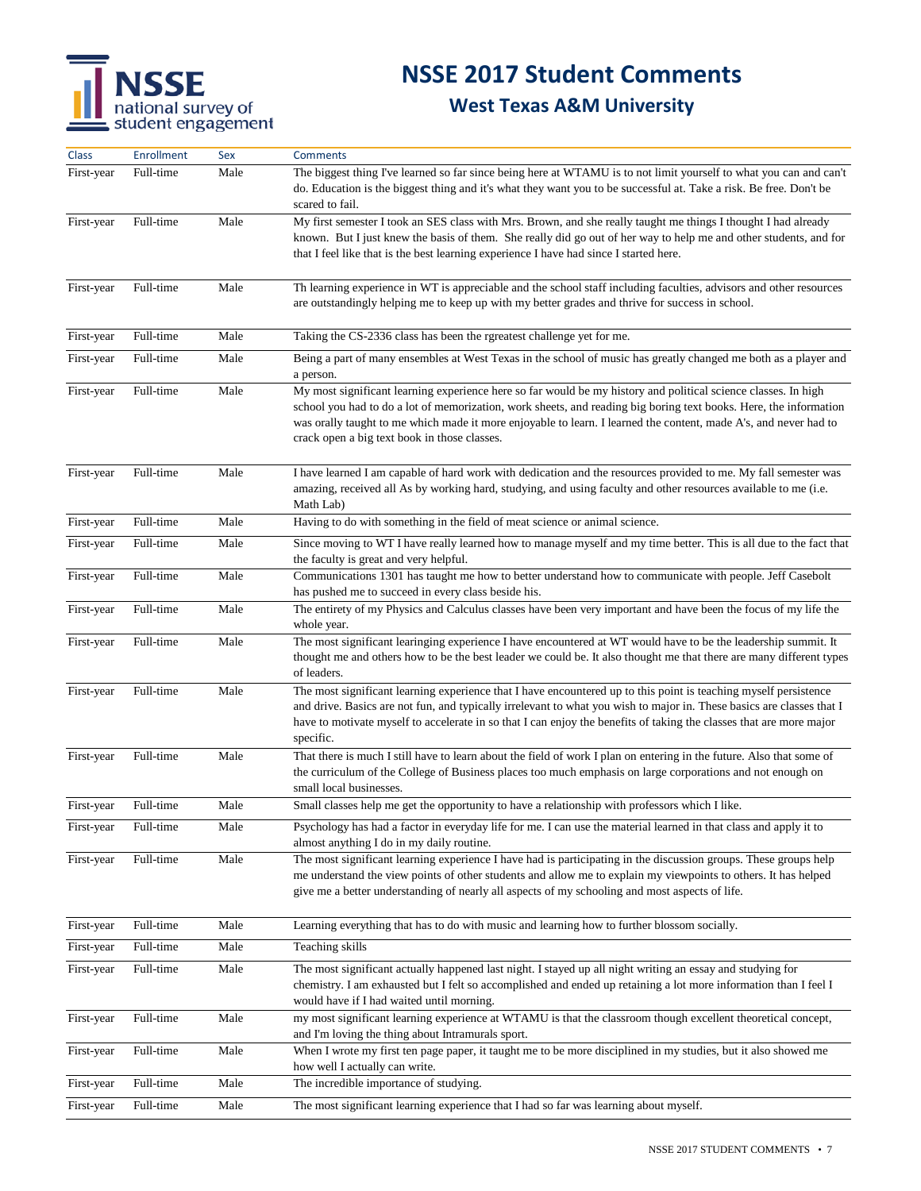# NSSE 2017 Student Comments

## West Texas A&M University

| Class | Enrollment | Sex | Comments |
|---|---|---|---|
| First-year | Full-time | Male | The biggest thing I've learned so far since being here at WTAMU is to not limit yourself to what you can and can't do. Education is the biggest thing and it's what they want you to be successful at. Take a risk. Be free. Don't be scared to fail. |
| First-year | Full-time | Male | My first semester I took an SES class with Mrs. Brown, and she really taught me things I thought I had already known. But I just knew the basis of them. She really did go out of her way to help me and other students, and for that I feel like that is the best learning experience I have had since I started here. |
| First-year | Full-time | Male | Th learning experience in WT is appreciable and the school staff including faculties, advisors and other resources are outstandingly helping me to keep up with my better grades and thrive for success in school. |
| First-year | Full-time | Male | Taking the CS-2336 class has been the rgreatest challenge yet for me. |
| First-year | Full-time | Male | Being a part of many ensembles at West Texas in the school of music has greatly changed me both as a player and a person. |
| First-year | Full-time | Male | My most significant learning experience here so far would be my history and political science classes. In high school you had to do a lot of memorization, work sheets, and reading big boring text books. Here, the information was orally taught to me which made it more enjoyable to learn. I learned the content, made A's, and never had to crack open a big text book in those classes. |
| First-year | Full-time | Male | I have learned I am capable of hard work with dedication and the resources provided to me. My fall semester was amazing, received all As by working hard, studying, and using faculty and other resources available to me (i.e. Math Lab) |
| First-year | Full-time | Male | Having to do with something in the field of meat science or animal science. |
| First-year | Full-time | Male | Since moving to WT I have really learned how to manage myself and my time better. This is all due to the fact that the faculty is great and very helpful. |
| First-year | Full-time | Male | Communications 1301 has taught me how to better understand how to communicate with people. Jeff Casebolt has pushed me to succeed in every class beside his. |
| First-year | Full-time | Male | The entirety of my Physics and Calculus classes have been very important and have been the focus of my life the whole year. |
| First-year | Full-time | Male | The most significant learinging experience I have encountered at WT would have to be the leadership summit. It thought me and others how to be the best leader we could be. It also thought me that there are many different types of leaders. |
| First-year | Full-time | Male | The most significant learning experience that I have encountered up to this point is teaching myself persistence and drive. Basics are not fun, and typically irrelevant to what you wish to major in. These basics are classes that I have to motivate myself to accelerate in so that I can enjoy the benefits of taking the classes that are more major specific. |
| First-year | Full-time | Male | That there is much I still have to learn about the field of work I plan on entering in the future. Also that some of the curriculum of the College of Business places too much emphasis on large corporations and not enough on small local businesses. |
| First-year | Full-time | Male | Small classes help me get the opportunity to have a relationship with professors which I like. |
| First-year | Full-time | Male | Psychology has had a factor in everyday life for me. I can use the material learned in that class and apply it to almost anything I do in my daily routine. |
| First-year | Full-time | Male | The most significant learning experience I have had is participating in the discussion groups. These groups help me understand the view points of other students and allow me to explain my viewpoints to others. It has helped give me a better understanding of nearly all aspects of my schooling and most aspects of life. |
| First-year | Full-time | Male | Learning everything that has to do with music and learning how to further blossom socially. |
| First-year | Full-time | Male | Teaching skills |
| First-year | Full-time | Male | The most significant actually happened last night. I stayed up all night writing an essay and studying for chemistry. I am exhausted but I felt so accomplished and ended up retaining a lot more information than I feel I would have if I had waited until morning. |
| First-year | Full-time | Male | my most significant learning experience at WTAMU is that the classroom though excellent theoretical concept, and I'm loving the thing about Intramurals sport. |
| First-year | Full-time | Male | When I wrote my first ten page paper, it taught me to be more disciplined in my studies, but it also showed me how well I actually can write. |
| First-year | Full-time | Male | The incredible importance of studying. |
| First-year | Full-time | Male | The most significant learning experience that I had so far was learning about myself. |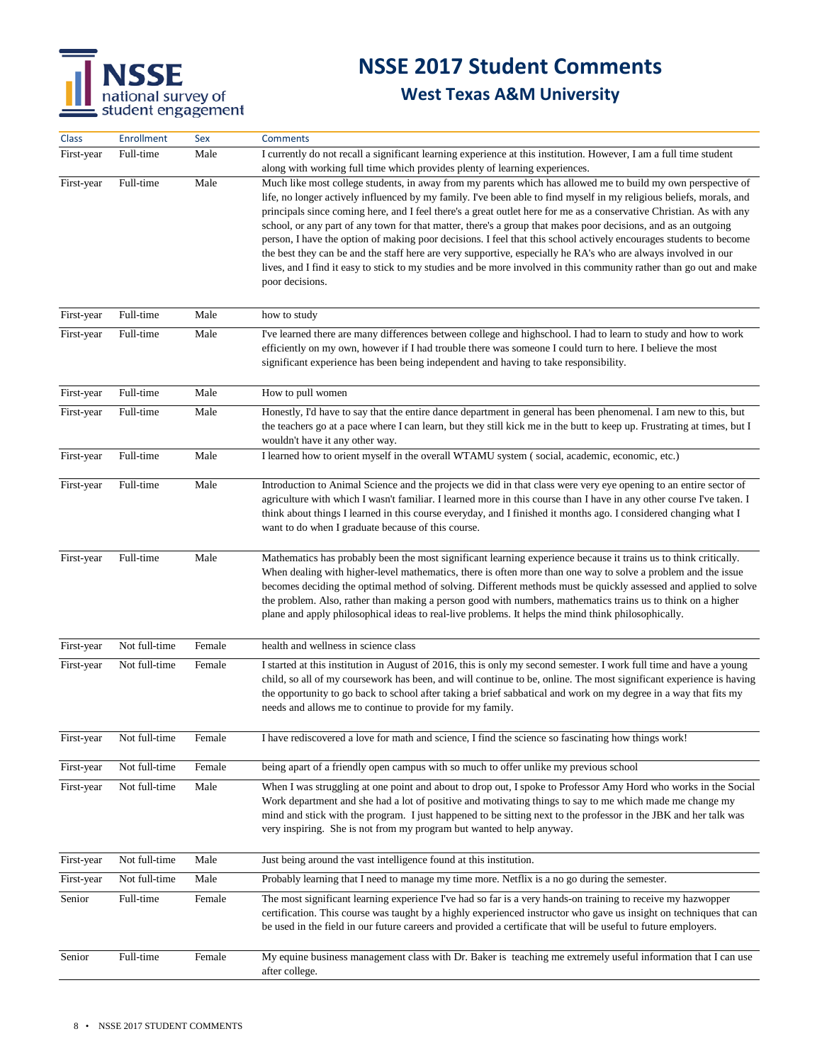# NSSE 2017 Student Comments

## West Texas A&M University

| Class | Enrollment | Sex | Comments |
|---|---|---|---|
| First-year | Full-time | Male | I currently do not recall a significant learning experience at this institution. However, I am a full time student along with working full time which provides plenty of learning experiences. |
| First-year | Full-time | Male | Much like most college students, in away from my parents which has allowed me to build my own perspective of life, no longer actively influenced by my family. I've been able to find myself in my religious beliefs, morals, and principals since coming here, and I feel there's a great outlet here for me as a conservative Christian. As with any school, or any part of any town for that matter, there's a group that makes poor decisions, and as an outgoing person, I have the option of making poor decisions. I feel that this school actively encourages students to become the best they can be and the staff here are very supportive, especially he RA's who are always involved in our lives, and I find it easy to stick to my studies and be more involved in this community rather than go out and make poor decisions. |
| First-year | Full-time | Male | how to study |
| First-year | Full-time | Male | I've learned there are many differences between college and highschool. I had to learn to study and how to work efficiently on my own, however if I had trouble there was someone I could turn to here. I believe the most significant experience has been being independent and having to take responsibility. |
| First-year | Full-time | Male | How to pull women |
| First-year | Full-time | Male | Honestly, I'd have to say that the entire dance department in general has been phenomenal. I am new to this, but the teachers go at a pace where I can learn, but they still kick me in the butt to keep up. Frustrating at times, but I wouldn't have it any other way. |
| First-year | Full-time | Male | I learned how to orient myself in the overall WTAMU system ( social, academic, economic, etc.) |
| First-year | Full-time | Male | Introduction to Animal Science and the projects we did in that class were very eye opening to an entire sector of agriculture with which I wasn't familiar. I learned more in this course than I have in any other course I've taken. I think about things I learned in this course everyday, and I finished it months ago. I considered changing what I want to do when I graduate because of this course. |
| First-year | Full-time | Male | Mathematics has probably been the most significant learning experience because it trains us to think critically. When dealing with higher-level mathematics, there is often more than one way to solve a problem and the issue becomes deciding the optimal method of solving. Different methods must be quickly assessed and applied to solve the problem. Also, rather than making a person good with numbers, mathematics trains us to think on a higher plane and apply philosophical ideas to real-live problems. It helps the mind think philosophically. |
| First-year | Not full-time | Female | health and wellness in science class |
| First-year | Not full-time | Female | I started at this institution in August of 2016, this is only my second semester. I work full time and have a young child, so all of my coursework has been, and will continue to be, online. The most significant experience is having the opportunity to go back to school after taking a brief sabbatical and work on my degree in a way that fits my needs and allows me to continue to provide for my family. |
| First-year | Not full-time | Female | I have rediscovered a love for math and science, I find the science so fascinating how things work! |
| First-year | Not full-time | Female | being apart of a friendly open campus with so much to offer unlike my previous school |
| First-year | Not full-time | Male | When I was struggling at one point and about to drop out, I spoke to Professor Amy Hord who works in the Social Work department and she had a lot of positive and motivating things to say to me which made me change my mind and stick with the program. I just happened to be sitting next to the professor in the JBK and her talk was very inspiring. She is not from my program but wanted to help anyway. |
| First-year | Not full-time | Male | Just being around the vast intelligence found at this institution. |
| First-year | Not full-time | Male | Probably learning that I need to manage my time more. Netflix is a no go during the semester. |
| Senior | Full-time | Female | The most significant learning experience I've had so far is a very hands-on training to receive my hazwopper certification. This course was taught by a highly experienced instructor who gave us insight on techniques that can be used in the field in our future careers and provided a certificate that will be useful to future employers. |
| Senior | Full-time | Female | My equine business management class with Dr. Baker is teaching me extremely useful information that I can use after college. |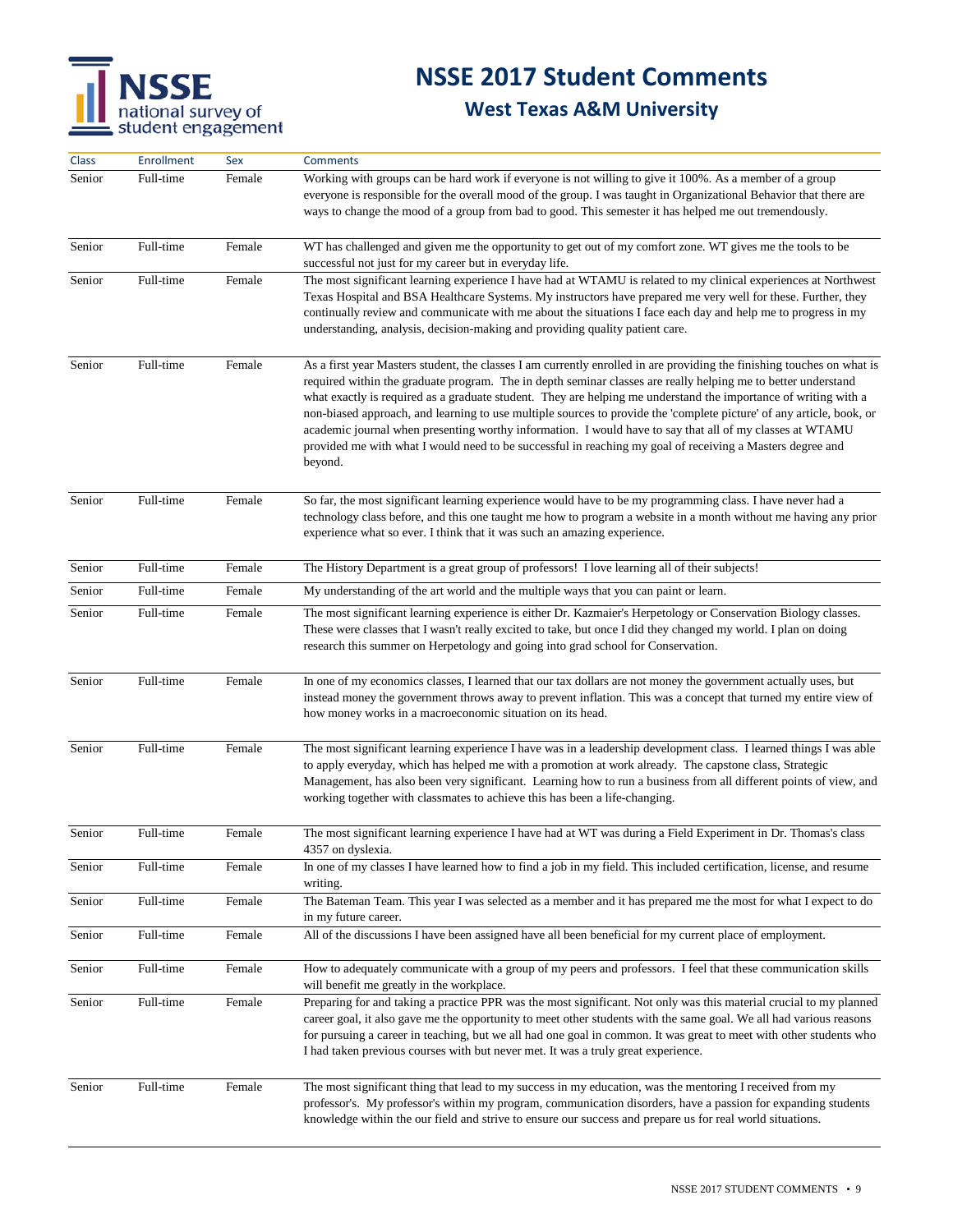# NSSE 2017 Student Comments

## West Texas A&M University

| Class | Enrollment | Sex | Comments |
|---|---|---|---|
| Senior | Full-time | Female | Working with groups can be hard work if everyone is not willing to give it 100%. As a member of a group everyone is responsible for the overall mood of the group. I was taught in Organizational Behavior that there are ways to change the mood of a group from bad to good. This semester it has helped me out tremendously. |
| Senior | Full-time | Female | WT has challenged and given me the opportunity to get out of my comfort zone. WT gives me the tools to be successful not just for my career but in everyday life. |
| Senior | Full-time | Female | The most significant learning experience I have had at WTAMU is related to my clinical experiences at Northwest Texas Hospital and BSA Healthcare Systems. My instructors have prepared me very well for these. Further, they continually review and communicate with me about the situations I face each day and help me to progress in my understanding, analysis, decision-making and providing quality patient care. |
| Senior | Full-time | Female | As a first year Masters student, the classes I am currently enrolled in are providing the finishing touches on what is required within the graduate program. The in depth seminar classes are really helping me to better understand what exactly is required as a graduate student. They are helping me understand the importance of writing with a non-biased approach, and learning to use multiple sources to provide the 'complete picture' of any article, book, or academic journal when presenting worthy information. I would have to say that all of my classes at WTAMU provided me with what I would need to be successful in reaching my goal of receiving a Masters degree and beyond. |
| Senior | Full-time | Female | So far, the most significant learning experience would have to be my programming class. I have never had a technology class before, and this one taught me how to program a website in a month without me having any prior experience what so ever. I think that it was such an amazing experience. |
| Senior | Full-time | Female | The History Department is a great group of professors! I love learning all of their subjects! |
| Senior | Full-time | Female | My understanding of the art world and the multiple ways that you can paint or learn. |
| Senior | Full-time | Female | The most significant learning experience is either Dr. Kazmaier's Herpetology or Conservation Biology classes. These were classes that I wasn't really excited to take, but once I did they changed my world. I plan on doing research this summer on Herpetology and going into grad school for Conservation. |
| Senior | Full-time | Female | In one of my economics classes, I learned that our tax dollars are not money the government actually uses, but instead money the government throws away to prevent inflation. This was a concept that turned my entire view of how money works in a macroeconomic situation on its head. |
| Senior | Full-time | Female | The most significant learning experience I have was in a leadership development class. I learned things I was able to apply everyday, which has helped me with a promotion at work already. The capstone class, Strategic Management, has also been very significant. Learning how to run a business from all different points of view, and working together with classmates to achieve this has been a life-changing. |
| Senior | Full-time | Female | The most significant learning experience I have had at WT was during a Field Experiment in Dr. Thomas's class 4357 on dyslexia. |
| Senior | Full-time | Female | In one of my classes I have learned how to find a job in my field. This included certification, license, and resume writing. |
| Senior | Full-time | Female | The Bateman Team. This year I was selected as a member and it has prepared me the most for what I expect to do in my future career. |
| Senior | Full-time | Female | All of the discussions I have been assigned have all been beneficial for my current place of employment. |
| Senior | Full-time | Female | How to adequately communicate with a group of my peers and professors. I feel that these communication skills will benefit me greatly in the workplace. |
| Senior | Full-time | Female | Preparing for and taking a practice PPR was the most significant. Not only was this material crucial to my planned career goal, it also gave me the opportunity to meet other students with the same goal. We all had various reasons for pursuing a career in teaching, but we all had one goal in common. It was great to meet with other students who I had taken previous courses with but never met. It was a truly great experience. |
| Senior | Full-time | Female | The most significant thing that lead to my success in my education, was the mentoring I received from my professor's. My professor's within my program, communication disorders, have a passion for expanding students knowledge within the our field and strive to ensure our success and prepare us for real world situations. |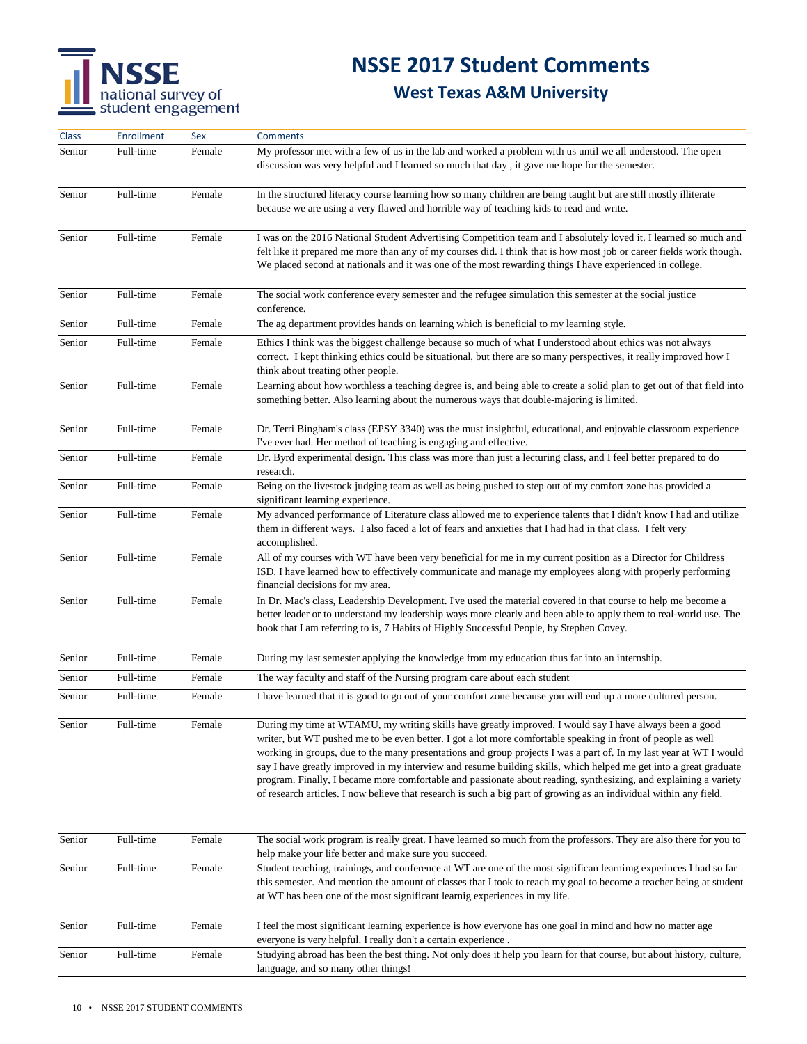# NSSE 2017 Student Comments

## West Texas A&M University

| Class | Enrollment | Sex | Comments |
|---|---|---|---|
| Senior | Full-time | Female | My professor met with a few of us in the lab and worked a problem with us until we all understood. The open discussion was very helpful and I learned so much that day , it gave me hope for the semester. |
| Senior | Full-time | Female | In the structured literacy course learning how so many children are being taught but are still mostly illiterate because we are using a very flawed and horrible way of teaching kids to read and write. |
| Senior | Full-time | Female | I was on the 2016 National Student Advertising Competition team and I absolutely loved it. I learned so much and felt like it prepared me more than any of my courses did. I think that is how most job or career fields work though. We placed second at nationals and it was one of the most rewarding things I have experienced in college. |
| Senior | Full-time | Female | The social work conference every semester and the refugee simulation this semester at the social justice conference. |
| Senior | Full-time | Female | The ag department provides hands on learning which is beneficial to my learning style. |
| Senior | Full-time | Female | Ethics I think was the biggest challenge because so much of what I understood about ethics was not always correct. I kept thinking ethics could be situational, but there are so many perspectives, it really improved how I think about treating other people. |
| Senior | Full-time | Female | Learning about how worthless a teaching degree is, and being able to create a solid plan to get out of that field into something better. Also learning about the numerous ways that double-majoring is limited. |
| Senior | Full-time | Female | Dr. Terri Bingham's class (EPSY 3340) was the must insightful, educational, and enjoyable classroom experience I've ever had. Her method of teaching is engaging and effective. |
| Senior | Full-time | Female | Dr. Byrd experimental design. This class was more than just a lecturing class, and I feel better prepared to do research. |
| Senior | Full-time | Female | Being on the livestock judging team as well as being pushed to step out of my comfort zone has provided a significant learning experience. |
| Senior | Full-time | Female | My advanced performance of Literature class allowed me to experience talents that I didn't know I had and utilize them in different ways. I also faced a lot of fears and anxieties that I had had in that class. I felt very accomplished. |
| Senior | Full-time | Female | All of my courses with WT have been very beneficial for me in my current position as a Director for Childress ISD. I have learned how to effectively communicate and manage my employees along with properly performing financial decisions for my area. |
| Senior | Full-time | Female | In Dr. Mac's class, Leadership Development. I've used the material covered in that course to help me become a better leader or to understand my leadership ways more clearly and been able to apply them to real-world use. The book that I am referring to is, 7 Habits of Highly Successful People, by Stephen Covey. |
| Senior | Full-time | Female | During my last semester applying the knowledge from my education thus far into an internship. |
| Senior | Full-time | Female | The way faculty and staff of the Nursing program care about each student |
| Senior | Full-time | Female | I have learned that it is good to go out of your comfort zone because you will end up a more cultured person. |
| Senior | Full-time | Female | During my time at WTAMU, my writing skills have greatly improved. I would say I have always been a good writer, but WT pushed me to be even better. I got a lot more comfortable speaking in front of people as well working in groups, due to the many presentations and group projects I was a part of. In my last year at WT I would say I have greatly improved in my interview and resume building skills, which helped me get into a great graduate program. Finally, I became more comfortable and passionate about reading, synthesizing, and explaining a variety of research articles. I now believe that research is such a big part of growing as an individual within any field. |
| Senior | Full-time | Female | The social work program is really great. I have learned so much from the professors. They are also there for you to help make your life better and make sure you succeed. |
| Senior | Full-time | Female | Student teaching, trainings, and conference at WT are one of the most significan learnimg experinces I had so far this semester. And mention the amount of classes that I took to reach my goal to become a teacher being at student at WT has been one of the most significant learnig experiences in my life. |
| Senior | Full-time | Female | I feel the most significant learning experience is how everyone has one goal in mind and how no matter age everyone is very helpful. I really don't a certain experience . |
| Senior | Full-time | Female | Studying abroad has been the best thing. Not only does it help you learn for that course, but about history, culture, language, and so many other things! |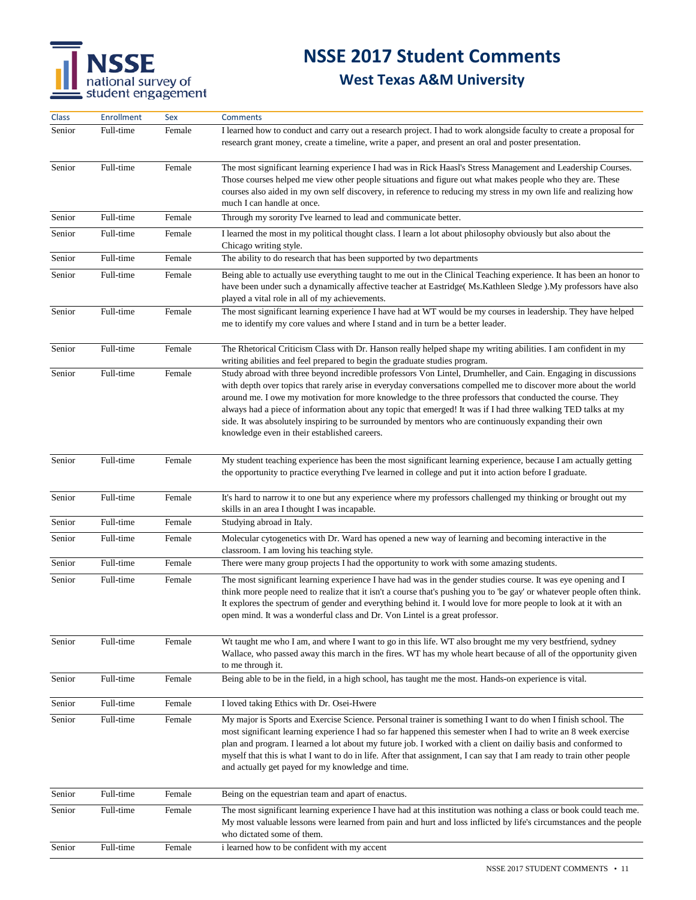# NSSE 2017 Student Comments

## West Texas A&M University

| Class | Enrollment | Sex | Comments |
|---|---|---|---|
| Senior | Full-time | Female | I learned how to conduct and carry out a research project. I had to work alongside faculty to create a proposal for research grant money, create a timeline, write a paper, and present an oral and poster presentation. |
| Senior | Full-time | Female | The most significant learning experience I had was in Rick Haasl's Stress Management and Leadership Courses. Those courses helped me view other people situations and figure out what makes people who they are. These courses also aided in my own self discovery, in reference to reducing my stress in my own life and realizing how much I can handle at once. |
| Senior | Full-time | Female | Through my sorority I've learned to lead and communicate better. |
| Senior | Full-time | Female | I learned the most in my political thought class. I learn a lot about philosophy obviously but also about the Chicago writing style. |
| Senior | Full-time | Female | The ability to do research that has been supported by two departments |
| Senior | Full-time | Female | Being able to actually use everything taught to me out in the Clinical Teaching experience. It has been an honor to have been under such a dynamically affective teacher at Eastridge( Ms.Kathleen Sledge ).My professors have also played a vital role in all of my achievements. |
| Senior | Full-time | Female | The most significant learning experience I have had at WT would be my courses in leadership. They have helped me to identify my core values and where I stand and in turn be a better leader. |
| Senior | Full-time | Female | The Rhetorical Criticism Class with Dr. Hanson really helped shape my writing abilities. I am confident in my writing abilities and feel prepared to begin the graduate studies program. |
| Senior | Full-time | Female | Study abroad with three beyond incredible professors Von Lintel, Drumheller, and Cain. Engaging in discussions with depth over topics that rarely arise in everyday conversations compelled me to discover more about the world around me. I owe my motivation for more knowledge to the three professors that conducted the course. They always had a piece of information about any topic that emerged! It was if I had three walking TED talks at my side. It was absolutely inspiring to be surrounded by mentors who are continuously expanding their own knowledge even in their established careers. |
| Senior | Full-time | Female | My student teaching experience has been the most significant learning experience, because I am actually getting the opportunity to practice everything I've learned in college and put it into action before I graduate. |
| Senior | Full-time | Female | It's hard to narrow it to one but any experience where my professors challenged my thinking or brought out my skills in an area I thought I was incapable. |
| Senior | Full-time | Female | Studying abroad in Italy. |
| Senior | Full-time | Female | Molecular cytogenetics with Dr. Ward has opened a new way of learning and becoming interactive in the classroom. I am loving his teaching style. |
| Senior | Full-time | Female | There were many group projects I had the opportunity to work with some amazing students. |
| Senior | Full-time | Female | The most significant learning experience I have had was in the gender studies course. It was eye opening and I think more people need to realize that it isn't a course that's pushing you to 'be gay' or whatever people often think. It explores the spectrum of gender and everything behind it. I would love for more people to look at it with an open mind. It was a wonderful class and Dr. Von Lintel is a great professor. |
| Senior | Full-time | Female | Wt taught me who I am, and where I want to go in this life. WT also brought me my very bestfriend, sydney Wallace, who passed away this march in the fires. WT has my whole heart because of all of the opportunity given to me through it. |
| Senior | Full-time | Female | Being able to be in the field, in a high school, has taught me the most. Hands-on experience is vital. |
| Senior | Full-time | Female | I loved taking Ethics with Dr. Osei-Hwere |
| Senior | Full-time | Female | My major is Sports and Exercise Science. Personal trainer is something I want to do when I finish school. The most significant learning experience I had so far happened this semester when I had to write an 8 week exercise plan and program. I learned a lot about my future job. I worked with a client on dailiy basis and conformed to myself that this is what I want to do in life. After that assignment, I can say that I am ready to train other people and actually get payed for my knowledge and time. |
| Senior | Full-time | Female | Being on the equestrian team and apart of enactus. |
| Senior | Full-time | Female | The most significant learning experience I have had at this institution was nothing a class or book could teach me. My most valuable lessons were learned from pain and hurt and loss inflicted by life's circumstances and the people who dictated some of them. |
| Senior | Full-time | Female | i learned how to be confident with my accent |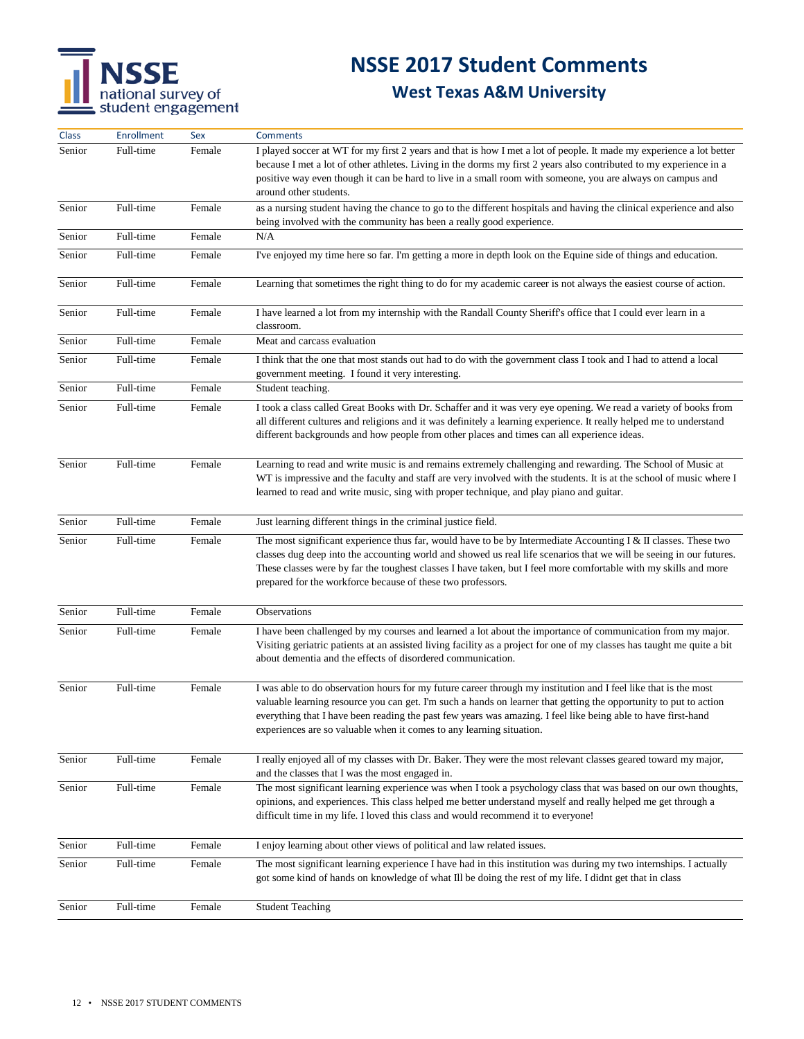# NSSE 2017 Student Comments

## West Texas A&M University

| Class | Enrollment | Sex | Comments |
|---|---|---|---|
| Senior | Full-time | Female | I played soccer at WT for my first 2 years and that is how I met a lot of people. It made my experience a lot better because I met a lot of other athletes. Living in the dorms my first 2 years also contributed to my experience in a positive way even though it can be hard to live in a small room with someone, you are always on campus and around other students. |
| Senior | Full-time | Female | as a nursing student having the chance to go to the different hospitals and having the clinical experience and also being involved with the community has been a really good experience. |
| Senior | Full-time | Female | N/A |
| Senior | Full-time | Female | I've enjoyed my time here so far. I'm getting a more in depth look on the Equine side of things and education. |
| Senior | Full-time | Female | Learning that sometimes the right thing to do for my academic career is not always the easiest course of action. |
| Senior | Full-time | Female | I have learned a lot from my internship with the Randall County Sheriff's office that I could ever learn in a classroom. |
| Senior | Full-time | Female | Meat and carcass evaluation |
| Senior | Full-time | Female | I think that the one that most stands out had to do with the government class I took and I had to attend a local government meeting. I found it very interesting. |
| Senior | Full-time | Female | Student teaching. |
| Senior | Full-time | Female | I took a class called Great Books with Dr. Schaffer and it was very eye opening. We read a variety of books from all different cultures and religions and it was definitely a learning experience. It really helped me to understand different backgrounds and how people from other places and times can all experience ideas. |
| Senior | Full-time | Female | Learning to read and write music is and remains extremely challenging and rewarding. The School of Music at WT is impressive and the faculty and staff are very involved with the students. It is at the school of music where I learned to read and write music, sing with proper technique, and play piano and guitar. |
| Senior | Full-time | Female | Just learning different things in the criminal justice field. |
| Senior | Full-time | Female | The most significant experience thus far, would have to be by Intermediate Accounting I & II classes. These two classes dug deep into the accounting world and showed us real life scenarios that we will be seeing in our futures. These classes were by far the toughest classes I have taken, but I feel more comfortable with my skills and more prepared for the workforce because of these two professors. |
| Senior | Full-time | Female | Observations |
| Senior | Full-time | Female | I have been challenged by my courses and learned a lot about the importance of communication from my major. Visiting geriatric patients at an assisted living facility as a project for one of my classes has taught me quite a bit about dementia and the effects of disordered communication. |
| Senior | Full-time | Female | I was able to do observation hours for my future career through my institution and I feel like that is the most valuable learning resource you can get. I'm such a hands on learner that getting the opportunity to put to action everything that I have been reading the past few years was amazing. I feel like being able to have first-hand experiences are so valuable when it comes to any learning situation. |
| Senior | Full-time | Female | I really enjoyed all of my classes with Dr. Baker. They were the most relevant classes geared toward my major, and the classes that I was the most engaged in. |
| Senior | Full-time | Female | The most significant learning experience was when I took a psychology class that was based on our own thoughts, opinions, and experiences. This class helped me better understand myself and really helped me get through a difficult time in my life. I loved this class and would recommend it to everyone! |
| Senior | Full-time | Female | I enjoy learning about other views of political and law related issues. |
| Senior | Full-time | Female | The most significant learning experience I have had in this institution was during my two internships. I actually got some kind of hands on knowledge of what Ill be doing the rest of my life. I didnt get that in class |
| Senior | Full-time | Female | Student Teaching |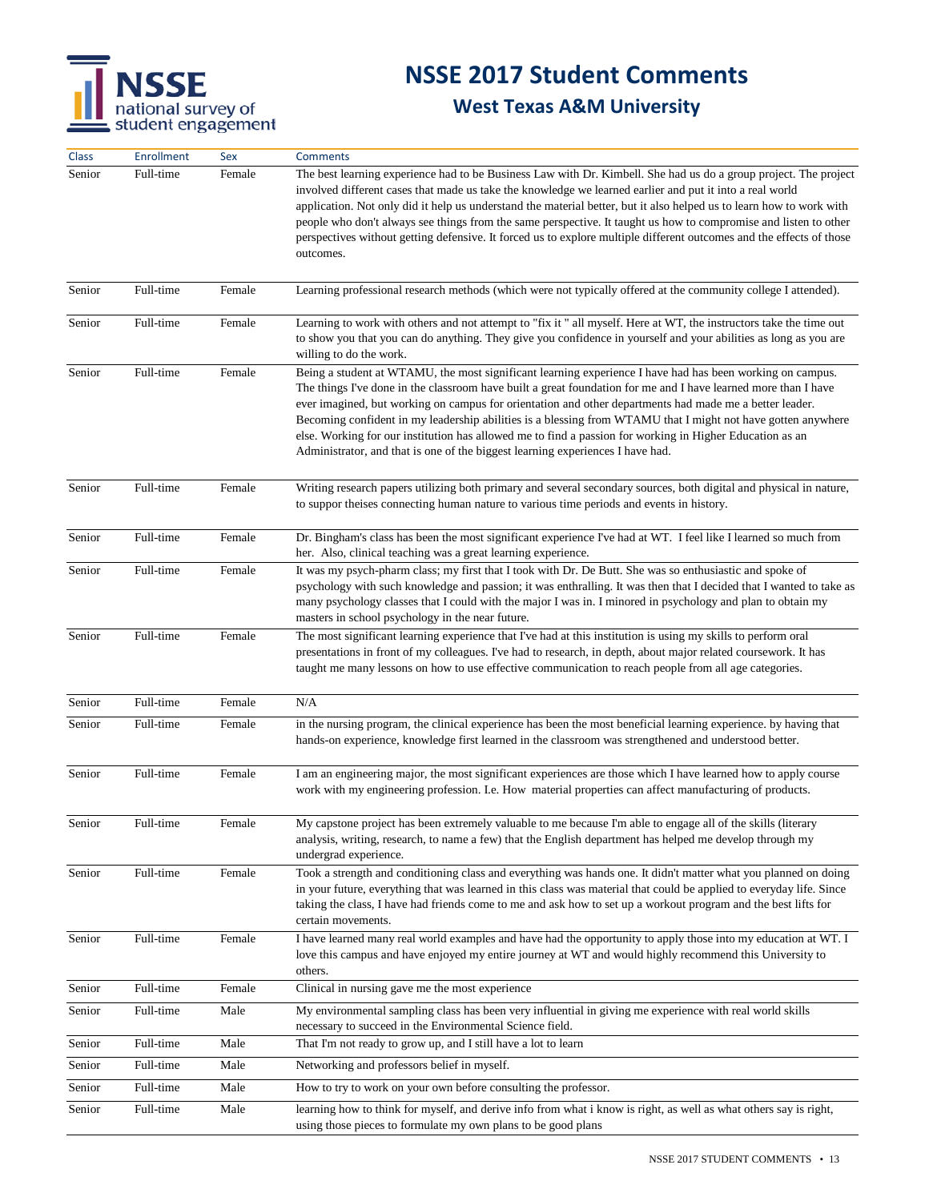# NSSE 2017 Student Comments

## West Texas A&M University

| Class | Enrollment | Sex | Comments |
|---|---|---|---|
| Senior | Full-time | Female | The best learning experience had to be Business Law with Dr. Kimbell. She had us do a group project. The project involved different cases that made us take the knowledge we learned earlier and put it into a real world application. Not only did it help us understand the material better, but it also helped us to learn how to work with people who don't always see things from the same perspective. It taught us how to compromise and listen to other perspectives without getting defensive. It forced us to explore multiple different outcomes and the effects of those outcomes. |
| Senior | Full-time | Female | Learning professional research methods (which were not typically offered at the community college I attended). |
| Senior | Full-time | Female | Learning to work with others and not attempt to "fix it " all myself. Here at WT, the instructors take the time out to show you that you can do anything. They give you confidence in yourself and your abilities as long as you are willing to do the work. |
| Senior | Full-time | Female | Being a student at WTAMU, the most significant learning experience I have had has been working on campus. The things I've done in the classroom have built a great foundation for me and I have learned more than I have ever imagined, but working on campus for orientation and other departments had made me a better leader. Becoming confident in my leadership abilities is a blessing from WTAMU that I might not have gotten anywhere else. Working for our institution has allowed me to find a passion for working in Higher Education as an Administrator, and that is one of the biggest learning experiences I have had. |
| Senior | Full-time | Female | Writing research papers utilizing both primary and several secondary sources, both digital and physical in nature, to suppor theises connecting human nature to various time periods and events in history. |
| Senior | Full-time | Female | Dr. Bingham's class has been the most significant experience I've had at WT. I feel like I learned so much from her. Also, clinical teaching was a great learning experience. |
| Senior | Full-time | Female | It was my psych-pharm class; my first that I took with Dr. De Butt. She was so enthusiastic and spoke of psychology with such knowledge and passion; it was enthralling. It was then that I decided that I wanted to take as many psychology classes that I could with the major I was in. I minored in psychology and plan to obtain my masters in school psychology in the near future. |
| Senior | Full-time | Female | The most significant learning experience that I've had at this institution is using my skills to perform oral presentations in front of my colleagues. I've had to research, in depth, about major related coursework. It has taught me many lessons on how to use effective communication to reach people from all age categories. |
| Senior | Full-time | Female | N/A |
| Senior | Full-time | Female | in the nursing program, the clinical experience has been the most beneficial learning experience. by having that hands-on experience, knowledge first learned in the classroom was strengthened and understood better. |
| Senior | Full-time | Female | I am an engineering major, the most significant experiences are those which I have learned how to apply course work with my engineering profession. I.e. How material properties can affect manufacturing of products. |
| Senior | Full-time | Female | My capstone project has been extremely valuable to me because I'm able to engage all of the skills (literary analysis, writing, research, to name a few) that the English department has helped me develop through my undergrad experience. |
| Senior | Full-time | Female | Took a strength and conditioning class and everything was hands one. It didn't matter what you planned on doing in your future, everything that was learned in this class was material that could be applied to everyday life. Since taking the class, I have had friends come to me and ask how to set up a workout program and the best lifts for certain movements. |
| Senior | Full-time | Female | I have learned many real world examples and have had the opportunity to apply those into my education at WT. I love this campus and have enjoyed my entire journey at WT and would highly recommend this University to others. |
| Senior | Full-time | Female | Clinical in nursing gave me the most experience |
| Senior | Full-time | Male | My environmental sampling class has been very influential in giving me experience with real world skills necessary to succeed in the Environmental Science field. |
| Senior | Full-time | Male | That I'm not ready to grow up, and I still have a lot to learn |
| Senior | Full-time | Male | Networking and professors belief in myself. |
| Senior | Full-time | Male | How to try to work on your own before consulting the professor. |
| Senior | Full-time | Male | learning how to think for myself, and derive info from what i know is right, as well as what others say is right, using those pieces to formulate my own plans to be good plans |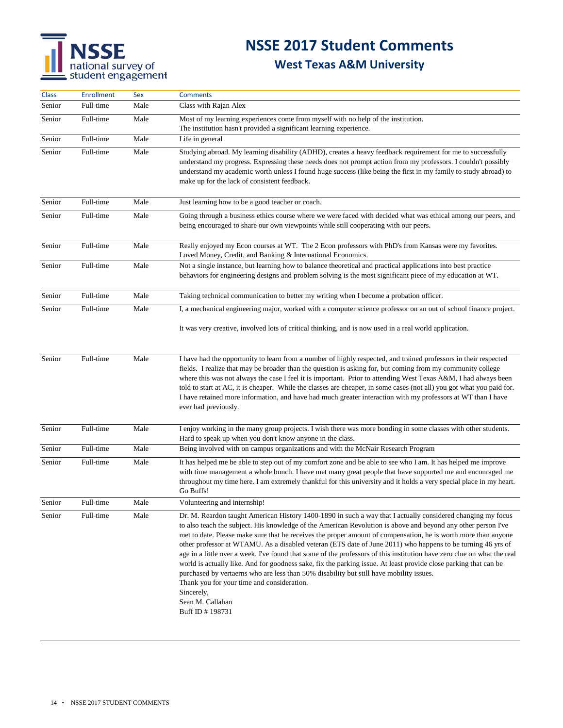# NSSE 2017 Student Comments

## West Texas A&M University

| Class | Enrollment | Sex | Comments |
|---|---|---|---|
| Senior | Full-time | Male | Class with Rajan Alex |
| Senior | Full-time | Male | Most of my learning experiences come from myself with no help of the institution. The institution hasn't provided a significant learning experience. |
| Senior | Full-time | Male | Life in general |
| Senior | Full-time | Male | Studying abroad. My learning disability (ADHD), creates a heavy feedback requirement for me to successfully understand my progress. Expressing these needs does not prompt action from my professors. I couldn't possibly understand my academic worth unless I found huge success (like being the first in my family to study abroad) to make up for the lack of consistent feedback. |
| Senior | Full-time | Male | Just learning how to be a good teacher or coach. |
| Senior | Full-time | Male | Going through a business ethics course where we were faced with decided what was ethical among our peers, and being encouraged to share our own viewpoints while still cooperating with our peers. |
| Senior | Full-time | Male | Really enjoyed my Econ courses at WT. The 2 Econ professors with PhD's from Kansas were my favorites. Loved Money, Credit, and Banking & International Economics. |
| Senior | Full-time | Male | Not a single instance, but learning how to balance theoretical and practical applications into best practice behaviors for engineering designs and problem solving is the most significant piece of my education at WT. |
| Senior | Full-time | Male | Taking technical communication to better my writing when I become a probation officer. |
| Senior | Full-time | Male | I, a mechanical engineering major, worked with a computer science professor on an out of school finance project.<br><br>It was very creative, involved lots of critical thinking, and is now used in a real world application. |
| Senior | Full-time | Male | I have had the opportunity to learn from a number of highly respected, and trained professors in their respected fields. I realize that may be broader than the question is asking for, but coming from my community college where this was not always the case I feel it is important. Prior to attending West Texas A&M, I had always been told to start at AC, it is cheaper. While the classes are cheaper, in some cases (not all) you got what you paid for. I have retained more information, and have had much greater interaction with my professors at WT than I have ever had previously. |
| Senior | Full-time | Male | I enjoy working in the many group projects. I wish there was more bonding in some classes with other students. Hard to speak up when you don't know anyone in the class. |
| Senior | Full-time | Male | Being involved with on campus organizations and with the McNair Research Program |
| Senior | Full-time | Male | It has helped me be able to step out of my comfort zone and be able to see who I am. It has helped me improve with time management a whole bunch. I have met many great people that have supported me and encouraged me throughout my time here. I am extremely thankful for this university and it holds a very special place in my heart. Go Buffs! |
| Senior | Full-time | Male | Volunteering and internship! |
| Senior | Full-time | Male | Dr. M. Reardon taught American History 1400-1890 in such a way that I actually considered changing my focus to also teach the subject. His knowledge of the American Revolution is above and beyond any other person I've met to date. Please make sure that he receives the proper amount of compensation, he is worth more than anyone other professor at WTAMU. As a disabled veteran (ETS date of June 2011) who happens to be turning 46 yrs of age in a little over a week, I've found that some of the professors of this institution have zero clue on what the real world is actually like. And for goodness sake, fix the parking issue. At least provide close parking that can be purchased by vertaerns who are less than 50% disability but still have mobility issues.<br>Thank you for your time and consideration.<br>Sincerely,<br>Sean M. Callahan<br>Buff ID # 198731 |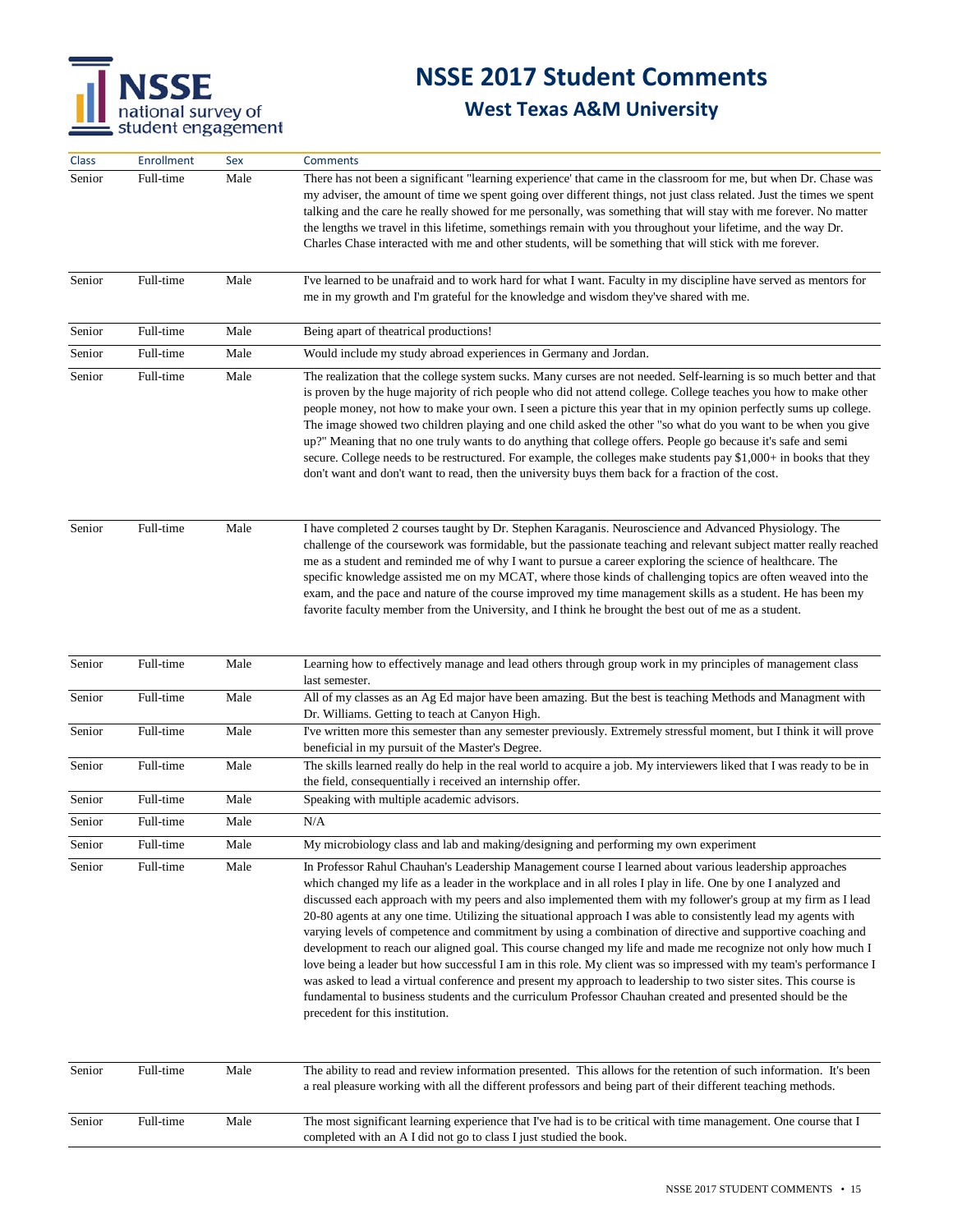# NSSE 2017 Student Comments

## West Texas A&M University

| Class | Enrollment | Sex | Comments |
|---|---|---|---|
| Senior | Full-time | Male | There has not been a significant "learning experience' that came in the classroom for me, but when Dr. Chase was my adviser, the amount of time we spent going over different things, not just class related. Just the times we spent talking and the care he really showed for me personally, was something that will stay with me forever. No matter the lengths we travel in this lifetime, somethings remain with you throughout your lifetime, and the way Dr. Charles Chase interacted with me and other students, will be something that will stick with me forever. |
| Senior | Full-time | Male | I've learned to be unafraid and to work hard for what I want. Faculty in my discipline have served as mentors for me in my growth and I'm grateful for the knowledge and wisdom they've shared with me. |
| Senior | Full-time | Male | Being apart of theatrical productions! |
| Senior | Full-time | Male | Would include my study abroad experiences in Germany and Jordan. |
| Senior | Full-time | Male | The realization that the college system sucks. Many curses are not needed. Self-learning is so much better and that is proven by the huge majority of rich people who did not attend college. College teaches you how to make other people money, not how to make your own. I seen a picture this year that in my opinion perfectly sums up college. The image showed two children playing and one child asked the other "so what do you want to be when you give up?" Meaning that no one truly wants to do anything that college offers. People go because it's safe and semi secure. College needs to be restructured. For example, the colleges make students pay $1,000+ in books that they don't want and don't want to read, then the university buys them back for a fraction of the cost. |
| Senior | Full-time | Male | I have completed 2 courses taught by Dr. Stephen Karaganis. Neuroscience and Advanced Physiology. The challenge of the coursework was formidable, but the passionate teaching and relevant subject matter really reached me as a student and reminded me of why I want to pursue a career exploring the science of healthcare. The specific knowledge assisted me on my MCAT, where those kinds of challenging topics are often weaved into the exam, and the pace and nature of the course improved my time management skills as a student. He has been my favorite faculty member from the University, and I think he brought the best out of me as a student. |
| Senior | Full-time | Male | Learning how to effectively manage and lead others through group work in my principles of management class last semester. |
| Senior | Full-time | Male | All of my classes as an Ag Ed major have been amazing. But the best is teaching Methods and Managment with Dr. Williams. Getting to teach at Canyon High. |
| Senior | Full-time | Male | I've written more this semester than any semester previously. Extremely stressful moment, but I think it will prove beneficial in my pursuit of the Master's Degree. |
| Senior | Full-time | Male | The skills learned really do help in the real world to acquire a job. My interviewers liked that I was ready to be in the field, consequentially i received an internship offer. |
| Senior | Full-time | Male | Speaking with multiple academic advisors. |
| Senior | Full-time | Male | N/A |
| Senior | Full-time | Male | My microbiology class and lab and making/designing and performing my own experiment |
| Senior | Full-time | Male | In Professor Rahul Chauhan's Leadership Management course I learned about various leadership approaches which changed my life as a leader in the workplace and in all roles I play in life. One by one I analyzed and discussed each approach with my peers and also implemented them with my follower's group at my firm as I lead 20-80 agents at any one time. Utilizing the situational approach I was able to consistently lead my agents with varying levels of competence and commitment by using a combination of directive and supportive coaching and development to reach our aligned goal. This course changed my life and made me recognize not only how much I love being a leader but how successful I am in this role. My client was so impressed with my team's performance I was asked to lead a virtual conference and present my approach to leadership to two sister sites. This course is fundamental to business students and the curriculum Professor Chauhan created and presented should be the precedent for this institution. |
| Senior | Full-time | Male | The ability to read and review information presented. This allows for the retention of such information. It's been a real pleasure working with all the different professors and being part of their different teaching methods. |
| Senior | Full-time | Male | The most significant learning experience that I've had is to be critical with time management. One course that I completed with an A I did not go to class I just studied the book. |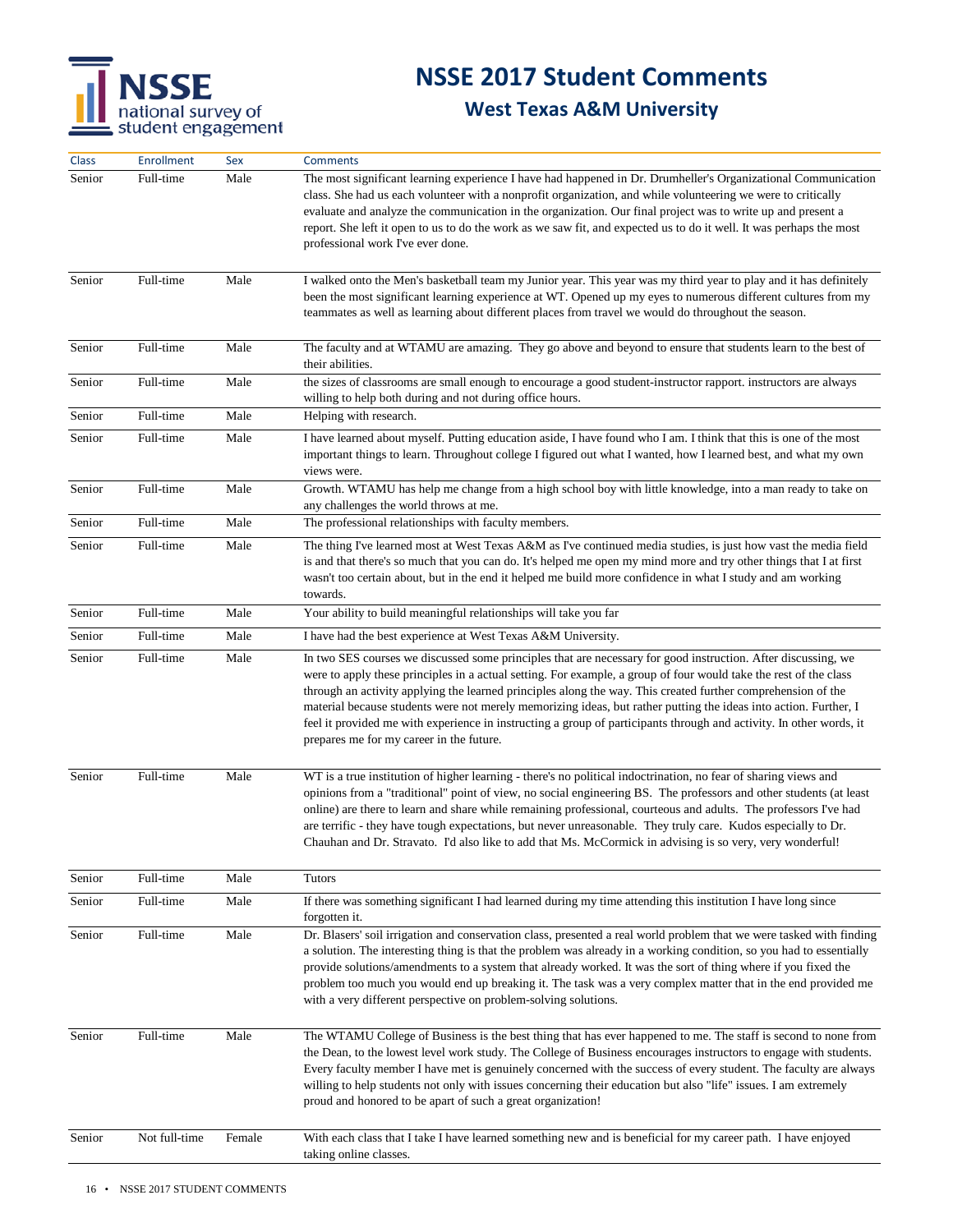# NSSE 2017 Student Comments

## West Texas A&M University

| Class | Enrollment | Sex | Comments |
|---|---|---|---|
| Senior | Full-time | Male | The most significant learning experience I have had happened in Dr. Drumheller's Organizational Communication class. She had us each volunteer with a nonprofit organization, and while volunteering we were to critically evaluate and analyze the communication in the organization. Our final project was to write up and present a report. She left it open to us to do the work as we saw fit, and expected us to do it well. It was perhaps the most professional work I've ever done. |
| Senior | Full-time | Male | I walked onto the Men's basketball team my Junior year. This year was my third year to play and it has definitely been the most significant learning experience at WT. Opened up my eyes to numerous different cultures from my teammates as well as learning about different places from travel we would do throughout the season. |
| Senior | Full-time | Male | The faculty and at WTAMU are amazing. They go above and beyond to ensure that students learn to the best of their abilities. |
| Senior | Full-time | Male | the sizes of classrooms are small enough to encourage a good student-instructor rapport. instructors are always willing to help both during and not during office hours. |
| Senior | Full-time | Male | Helping with research. |
| Senior | Full-time | Male | I have learned about myself. Putting education aside, I have found who I am. I think that this is one of the most important things to learn. Throughout college I figured out what I wanted, how I learned best, and what my own views were. |
| Senior | Full-time | Male | Growth. WTAMU has help me change from a high school boy with little knowledge, into a man ready to take on any challenges the world throws at me. |
| Senior | Full-time | Male | The professional relationships with faculty members. |
| Senior | Full-time | Male | The thing I've learned most at West Texas A&M as I've continued media studies, is just how vast the media field is and that there's so much that you can do. It's helped me open my mind more and try other things that I at first wasn't too certain about, but in the end it helped me build more confidence in what I study and am working towards. |
| Senior | Full-time | Male | Your ability to build meaningful relationships will take you far |
| Senior | Full-time | Male | I have had the best experience at West Texas A&M University. |
| Senior | Full-time | Male | In two SES courses we discussed some principles that are necessary for good instruction. After discussing, we were to apply these principles in a actual setting. For example, a group of four would take the rest of the class through an activity applying the learned principles along the way. This created further comprehension of the material because students were not merely memorizing ideas, but rather putting the ideas into action. Further, I feel it provided me with experience in instructing a group of participants through and activity. In other words, it prepares me for my career in the future. |
| Senior | Full-time | Male | WT is a true institution of higher learning - there's no political indoctrination, no fear of sharing views and opinions from a "traditional" point of view, no social engineering BS. The professors and other students (at least online) are there to learn and share while remaining professional, courteous and adults. The professors I've had are terrific - they have tough expectations, but never unreasonable. They truly care. Kudos especially to Dr. Chauhan and Dr. Stravato. I'd also like to add that Ms. McCormick in advising is so very, very wonderful! |
| Senior | Full-time | Male | Tutors |
| Senior | Full-time | Male | If there was something significant I had learned during my time attending this institution I have long since forgotten it. |
| Senior | Full-time | Male | Dr. Blasers' soil irrigation and conservation class, presented a real world problem that we were tasked with finding a solution. The interesting thing is that the problem was already in a working condition, so you had to essentially provide solutions/amendments to a system that already worked. It was the sort of thing where if you fixed the problem too much you would end up breaking it. The task was a very complex matter that in the end provided me with a very different perspective on problem-solving solutions. |
| Senior | Full-time | Male | The WTAMU College of Business is the best thing that has ever happened to me. The staff is second to none from the Dean, to the lowest level work study. The College of Business encourages instructors to engage with students. Every faculty member I have met is genuinely concerned with the success of every student. The faculty are always willing to help students not only with issues concerning their education but also "life" issues. I am extremely proud and honored to be apart of such a great organization! |
| Senior | Not full-time | Female | With each class that I take I have learned something new and is beneficial for my career path. I have enjoyed taking online classes. |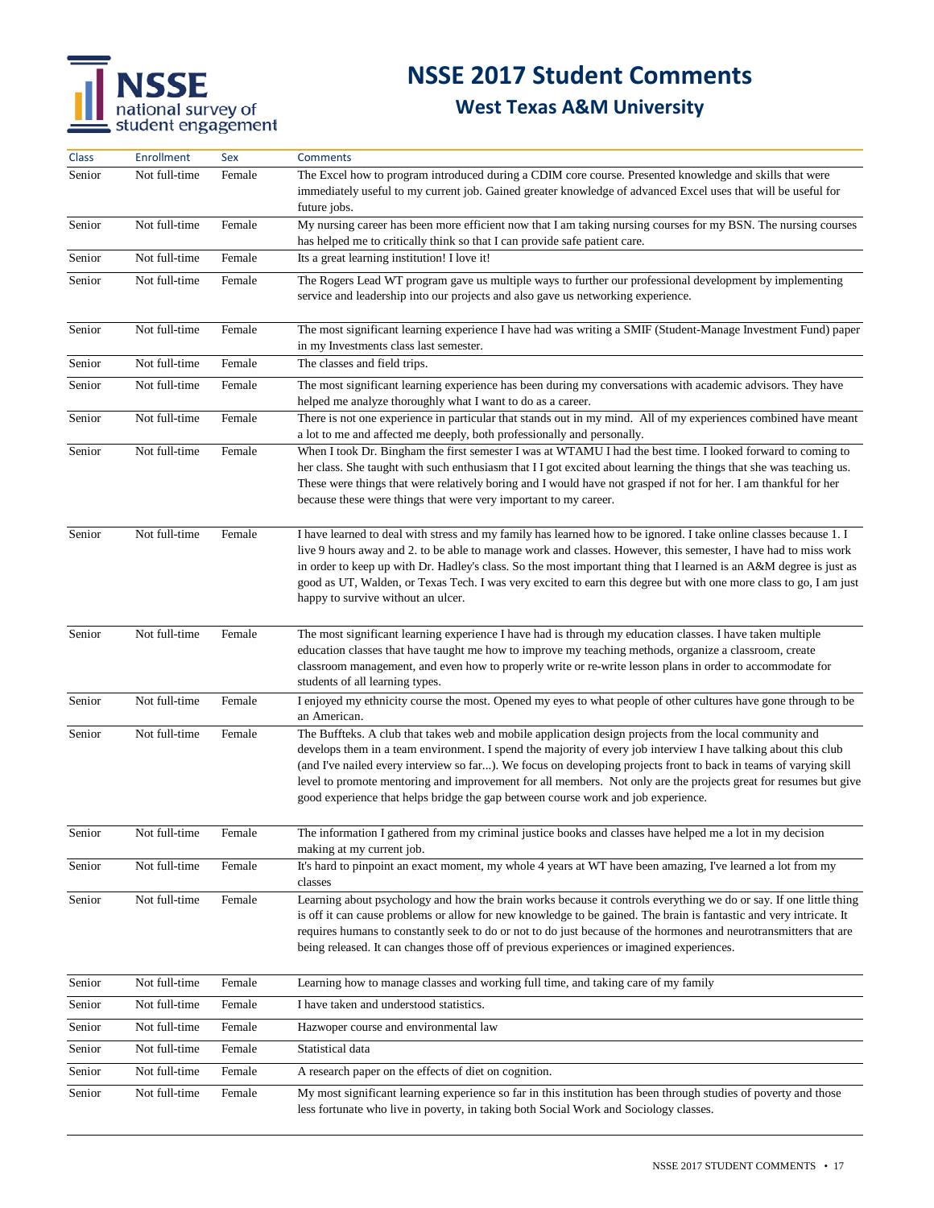# NSSE 2017 Student Comments

## West Texas A&M University

| Class | Enrollment | Sex | Comments |
|---|---|---|---|
| Senior | Not full-time | Female | The Excel how to program introduced during a CDIM core course. Presented knowledge and skills that were immediately useful to my current job. Gained greater knowledge of advanced Excel uses that will be useful for future jobs. |
| Senior | Not full-time | Female | My nursing career has been more efficient now that I am taking nursing courses for my BSN. The nursing courses has helped me to critically think so that I can provide safe patient care. |
| Senior | Not full-time | Female | Its a great learning institution! I love it! |
| Senior | Not full-time | Female | The Rogers Lead WT program gave us multiple ways to further our professional development by implementing service and leadership into our projects and also gave us networking experience. |
| Senior | Not full-time | Female | The most significant learning experience I have had was writing a SMIF (Student-Manage Investment Fund) paper in my Investments class last semester. |
| Senior | Not full-time | Female | The classes and field trips. |
| Senior | Not full-time | Female | The most significant learning experience has been during my conversations with academic advisors. They have helped me analyze thoroughly what I want to do as a career. |
| Senior | Not full-time | Female | There is not one experience in particular that stands out in my mind. All of my experiences combined have meant a lot to me and affected me deeply, both professionally and personally. |
| Senior | Not full-time | Female | When I took Dr. Bingham the first semester I was at WTAMU I had the best time. I looked forward to coming to her class. She taught with such enthusiasm that I I got excited about learning the things that she was teaching us. These were things that were relatively boring and I would have not grasped if not for her. I am thankful for her because these were things that were very important to my career. |
| Senior | Not full-time | Female | I have learned to deal with stress and my family has learned how to be ignored. I take online classes because 1. I live 9 hours away and 2. to be able to manage work and classes. However, this semester, I have had to miss work in order to keep up with Dr. Hadley's class. So the most important thing that I learned is an A&M degree is just as good as UT, Walden, or Texas Tech. I was very excited to earn this degree but with one more class to go, I am just happy to survive without an ulcer. |
| Senior | Not full-time | Female | The most significant learning experience I have had is through my education classes. I have taken multiple education classes that have taught me how to improve my teaching methods, organize a classroom, create classroom management, and even how to properly write or re-write lesson plans in order to accommodate for students of all learning types. |
| Senior | Not full-time | Female | I enjoyed my ethnicity course the most. Opened my eyes to what people of other cultures have gone through to be an American. |
| Senior | Not full-time | Female | The Buffteks. A club that takes web and mobile application design projects from the local community and develops them in a team environment. I spend the majority of every job interview I have talking about this club (and I've nailed every interview so far...). We focus on developing projects front to back in teams of varying skill level to promote mentoring and improvement for all members. Not only are the projects great for resumes but give good experience that helps bridge the gap between course work and job experience. |
| Senior | Not full-time | Female | The information I gathered from my criminal justice books and classes have helped me a lot in my decision making at my current job. |
| Senior | Not full-time | Female | It's hard to pinpoint an exact moment, my whole 4 years at WT have been amazing, I've learned a lot from my classes |
| Senior | Not full-time | Female | Learning about psychology and how the brain works because it controls everything we do or say. If one little thing is off it can cause problems or allow for new knowledge to be gained. The brain is fantastic and very intricate. It requires humans to constantly seek to do or not to do just because of the hormones and neurotransmitters that are being released. It can changes those off of previous experiences or imagined experiences. |
| Senior | Not full-time | Female | Learning how to manage classes and working full time, and taking care of my family |
| Senior | Not full-time | Female | I have taken and understood statistics. |
| Senior | Not full-time | Female | Hazwoper course and environmental law |
| Senior | Not full-time | Female | Statistical data |
| Senior | Not full-time | Female | A research paper on the effects of diet on cognition. |
| Senior | Not full-time | Female | My most significant learning experience so far in this institution has been through studies of poverty and those less fortunate who live in poverty, in taking both Social Work and Sociology classes. |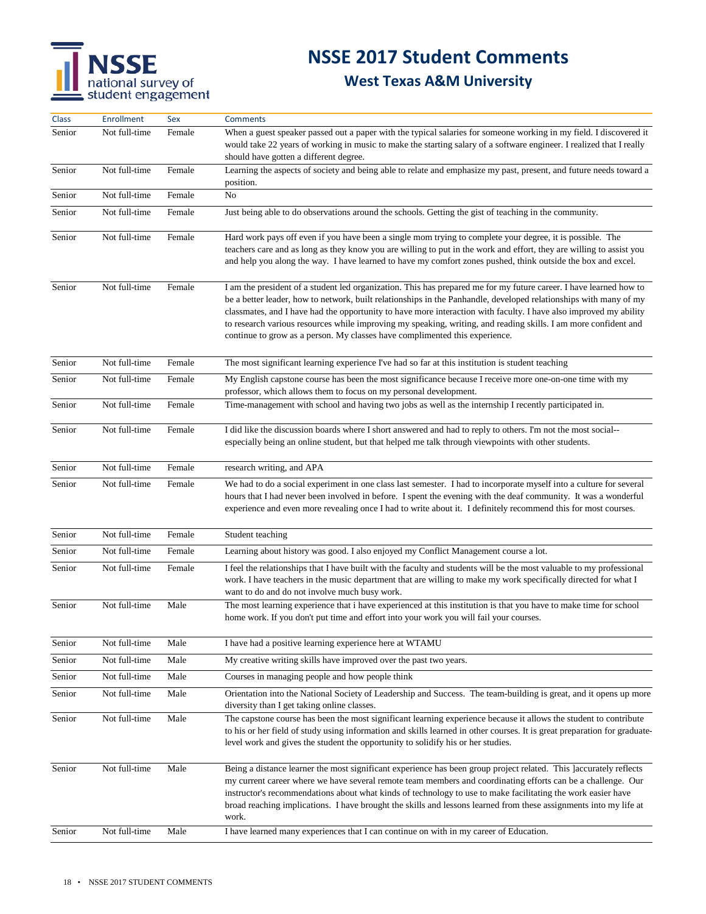# NSSE 2017 Student Comments

## West Texas A&M University

| Class | Enrollment | Sex | Comments |
|---|---|---|---|
| Senior | Not full-time | Female | When a guest speaker passed out a paper with the typical salaries for someone working in my field. I discovered it would take 22 years of working in music to make the starting salary of a software engineer. I realized that I really should have gotten a different degree. |
| Senior | Not full-time | Female | Learning the aspects of society and being able to relate and emphasize my past, present, and future needs toward a position. |
| Senior | Not full-time | Female | No |
| Senior | Not full-time | Female | Just being able to do observations around the schools. Getting the gist of teaching in the community. |
| Senior | Not full-time | Female | Hard work pays off even if you have been a single mom trying to complete your degree, it is possible. The teachers care and as long as they know you are willing to put in the work and effort, they are willing to assist you and help you along the way. I have learned to have my comfort zones pushed, think outside the box and excel. |
| Senior | Not full-time | Female | I am the president of a student led organization. This has prepared me for my future career. I have learned how to be a better leader, how to network, built relationships in the Panhandle, developed relationships with many of my classmates, and I have had the opportunity to have more interaction with faculty. I have also improved my ability to research various resources while improving my speaking, writing, and reading skills. I am more confident and continue to grow as a person. My classes have complimented this experience. |
| Senior | Not full-time | Female | The most significant learning experience I've had so far at this institution is student teaching |
| Senior | Not full-time | Female | My English capstone course has been the most significance because I receive more one-on-one time with my professor, which allows them to focus on my personal development. |
| Senior | Not full-time | Female | Time-management with school and having two jobs as well as the internship I recently participated in. |
| Senior | Not full-time | Female | I did like the discussion boards where I short answered and had to reply to others. I'm not the most social--especially being an online student, but that helped me talk through viewpoints with other students. |
| Senior | Not full-time | Female | research writing, and APA |
| Senior | Not full-time | Female | We had to do a social experiment in one class last semester. I had to incorporate myself into a culture for several hours that I had never been involved in before. I spent the evening with the deaf community. It was a wonderful experience and even more revealing once I had to write about it. I definitely recommend this for most courses. |
| Senior | Not full-time | Female | Student teaching |
| Senior | Not full-time | Female | Learning about history was good. I also enjoyed my Conflict Management course a lot. |
| Senior | Not full-time | Female | I feel the relationships that I have built with the faculty and students will be the most valuable to my professional work. I have teachers in the music department that are willing to make my work specifically directed for what I want to do and do not involve much busy work. |
| Senior | Not full-time | Male | The most learning experience that i have experienced at this institution is that you have to make time for school home work. If you don't put time and effort into your work you will fail your courses. |
| Senior | Not full-time | Male | I have had a positive learning experience here at WTAMU |
| Senior | Not full-time | Male | My creative writing skills have improved over the past two years. |
| Senior | Not full-time | Male | Courses in managing people and how people think |
| Senior | Not full-time | Male | Orientation into the National Society of Leadership and Success. The team-building is great, and it opens up more diversity than I get taking online classes. |
| Senior | Not full-time | Male | The capstone course has been the most significant learning experience because it allows the student to contribute to his or her field of study using information and skills learned in other courses. It is great preparation for graduate-level work and gives the student the opportunity to solidify his or her studies. |
| Senior | Not full-time | Male | Being a distance learner the most significant experience has been group project related. This ]accurately reflects my current career where we have several remote team members and coordinating efforts can be a challenge. Our instructor's recommendations about what kinds of technology to use to make facilitating the work easier have broad reaching implications. I have brought the skills and lessons learned from these assignments into my life at work. |
| Senior | Not full-time | Male | I have learned many experiences that I can continue on with in my career of Education. |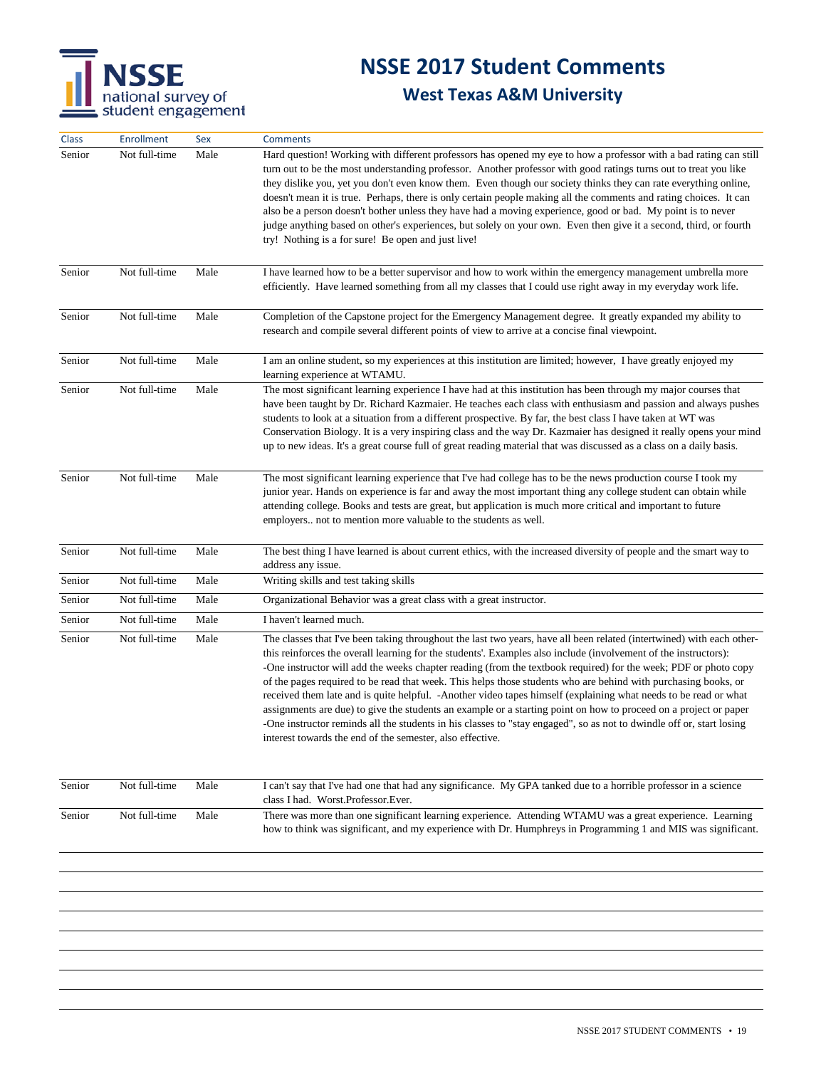# NSSE 2017 Student Comments

## West Texas A&M University

| Class | Enrollment | Sex | Comments |
|---|---|---|---|
| Senior | Not full-time | Male | Hard question! Working with different professors has opened my eye to how a professor with a bad rating can still turn out to be the most understanding professor. Another professor with good ratings turns out to treat you like they dislike you, yet you don't even know them. Even though our society thinks they can rate everything online, doesn't mean it is true. Perhaps, there is only certain people making all the comments and rating choices. It can also be a person doesn't bother unless they have had a moving experience, good or bad. My point is to never judge anything based on other's experiences, but solely on your own. Even then give it a second, third, or fourth try! Nothing is a for sure! Be open and just live! |
| Senior | Not full-time | Male | I have learned how to be a better supervisor and how to work within the emergency management umbrella more efficiently. Have learned something from all my classes that I could use right away in my everyday work life. |
| Senior | Not full-time | Male | Completion of the Capstone project for the Emergency Management degree. It greatly expanded my ability to research and compile several different points of view to arrive at a concise final viewpoint. |
| Senior | Not full-time | Male | I am an online student, so my experiences at this institution are limited; however, I have greatly enjoyed my learning experience at WTAMU. |
| Senior | Not full-time | Male | The most significant learning experience I have had at this institution has been through my major courses that have been taught by Dr. Richard Kazmaier. He teaches each class with enthusiasm and passion and always pushes students to look at a situation from a different prospective. By far, the best class I have taken at WT was Conservation Biology. It is a very inspiring class and the way Dr. Kazmaier has designed it really opens your mind up to new ideas. It's a great course full of great reading material that was discussed as a class on a daily basis. |
| Senior | Not full-time | Male | The most significant learning experience that I've had college has to be the news production course I took my junior year. Hands on experience is far and away the most important thing any college student can obtain while attending college. Books and tests are great, but application is much more critical and important to future employers.. not to mention more valuable to the students as well. |
| Senior | Not full-time | Male | The best thing I have learned is about current ethics, with the increased diversity of people and the smart way to address any issue. |
| Senior | Not full-time | Male | Writing skills and test taking skills |
| Senior | Not full-time | Male | Organizational Behavior was a great class with a great instructor. |
| Senior | Not full-time | Male | I haven't learned much. |
| Senior | Not full-time | Male | The classes that I've been taking throughout the last two years, have all been related (intertwined) with each other- this reinforces the overall learning for the students'. Examples also include (involvement of the instructors): -One instructor will add the weeks chapter reading (from the textbook required) for the week; PDF or photo copy of the pages required to be read that week. This helps those students who are behind with purchasing books, or received them late and is quite helpful. -Another video tapes himself (explaining what needs to be read or what assignments are due) to give the students an example or a starting point on how to proceed on a project or paper -One instructor reminds all the students in his classes to "stay engaged", so as not to dwindle off or, start losing interest towards the end of the semester, also effective. |
| Senior | Not full-time | Male | I can't say that I've had one that had any significance. My GPA tanked due to a horrible professor in a science class I had. Worst.Professor.Ever. |
| Senior | Not full-time | Male | There was more than one significant learning experience. Attending WTAMU was a great experience. Learning how to think was significant, and my experience with Dr. Humphreys in Programming 1 and MIS was significant. |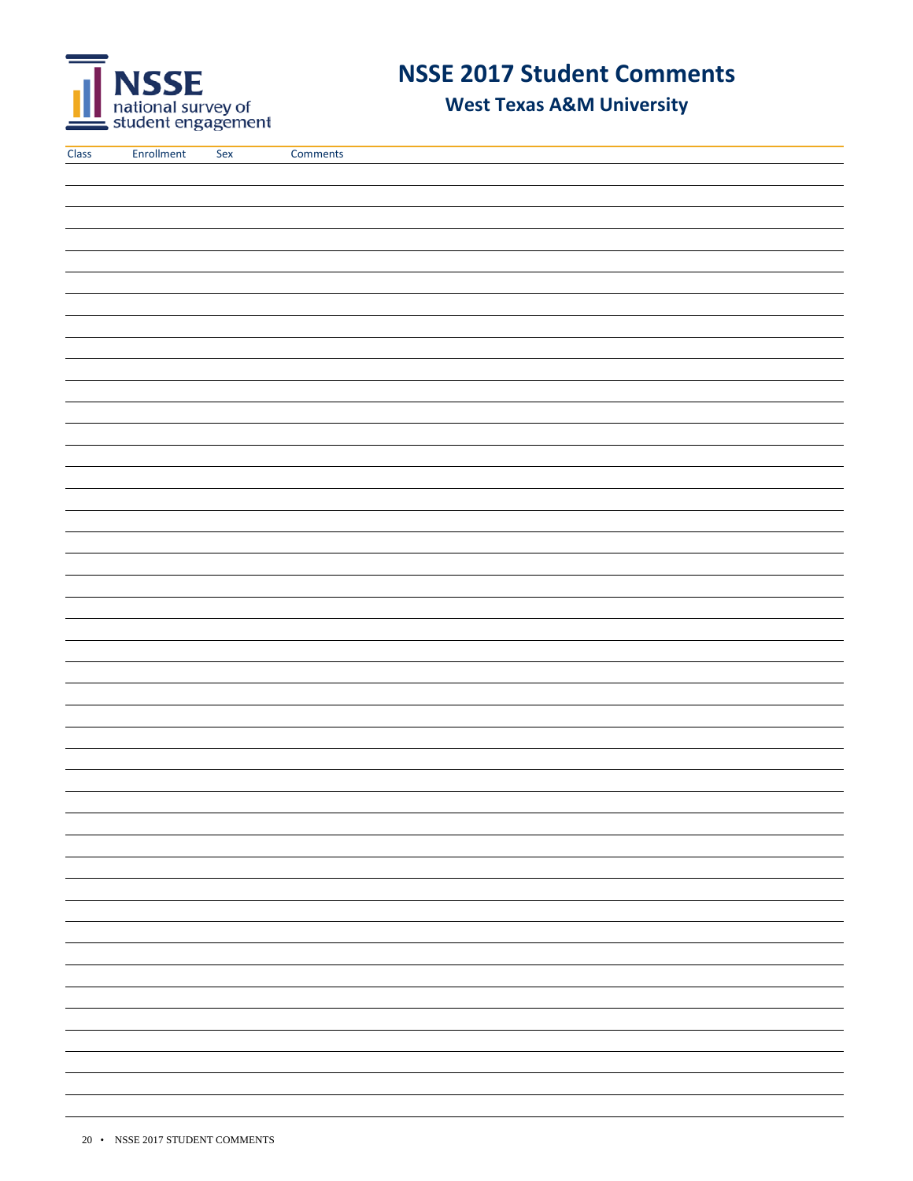# NSSE 2017 Student Comments

## West Texas A&M University

| Class | Enrollment | Sex | Comments |
|---|---|---|---|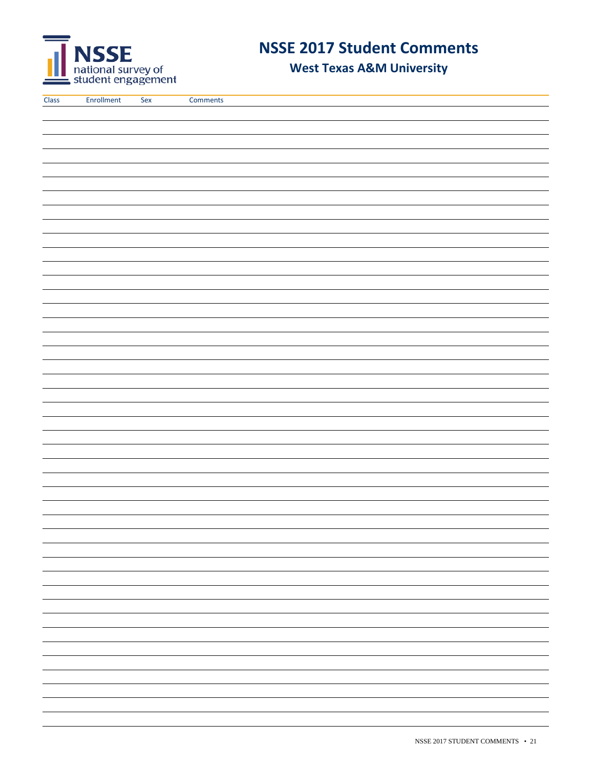# NSSE 2017 Student Comments

## West Texas A&M University

| Class | Enrollment | Sex | Comments |
| --- | --- | --- | --- |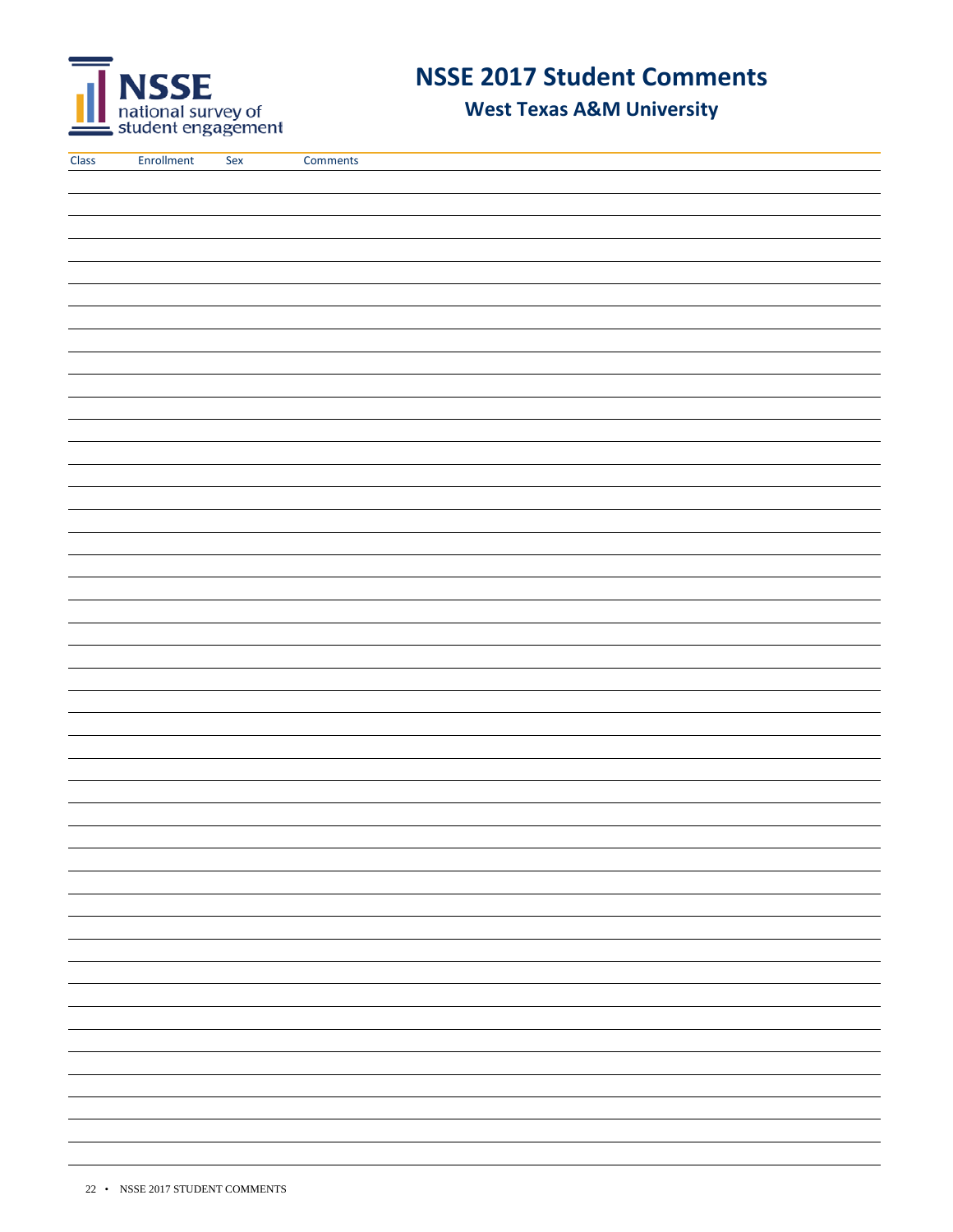# NSSE 2017 Student Comments

## West Texas A&M University

| Class | Enrollment | Sex | Comments |
|---|---|---|---|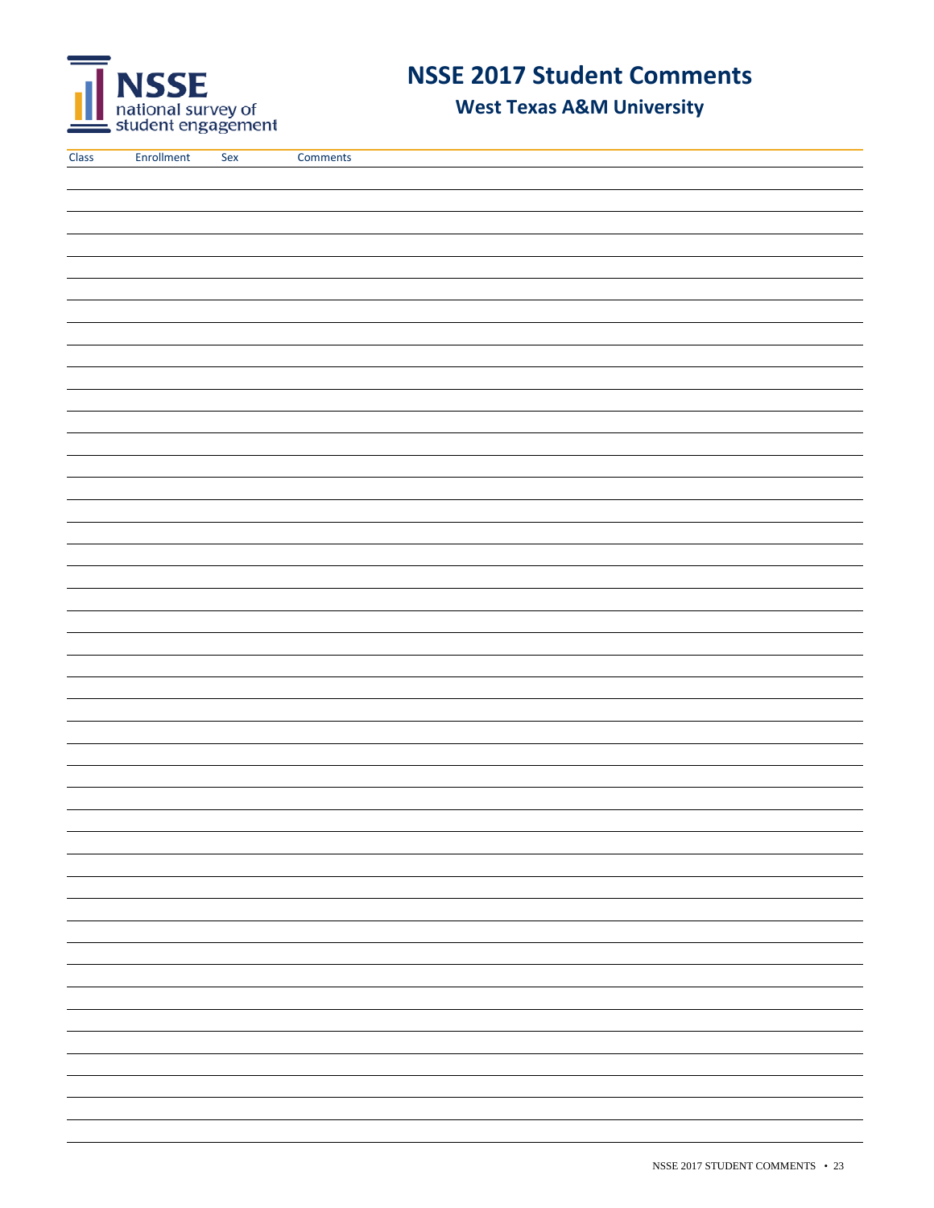# NSSE 2017 Student Comments

## West Texas A&M University

| Class | Enrollment | Sex | Comments |
|---|---|---|---|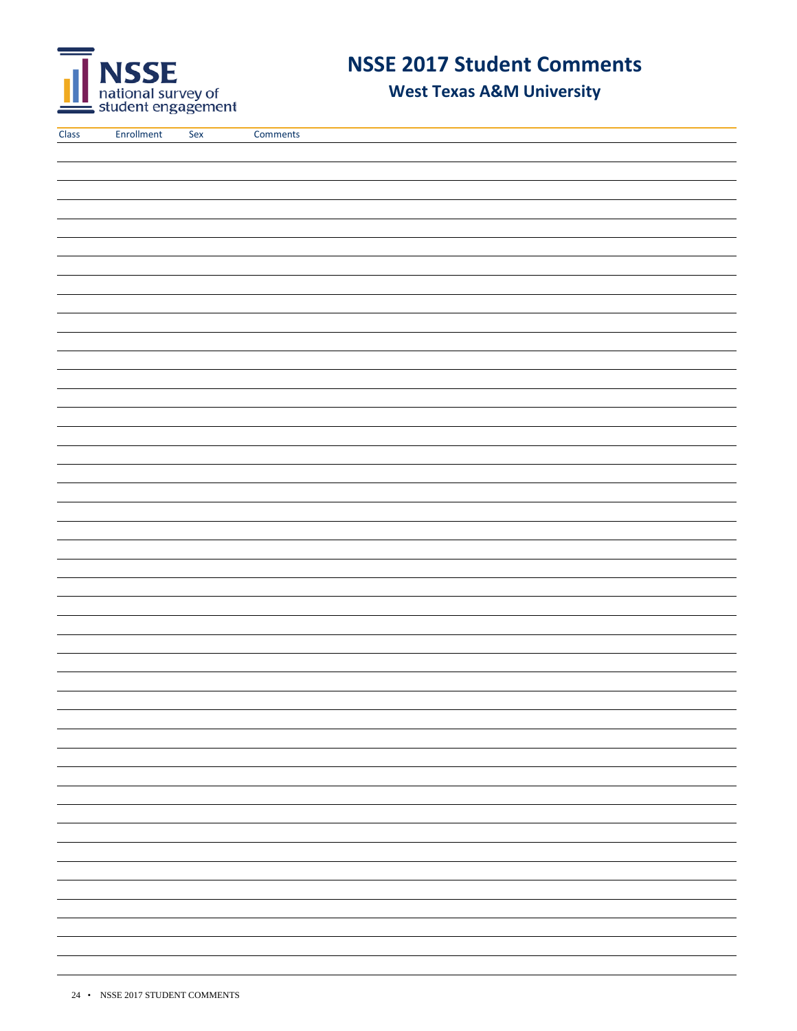# NSSE 2017 Student Comments

## West Texas A&M University

| Class | Enrollment | Sex | Comments |
|---|---|---|---|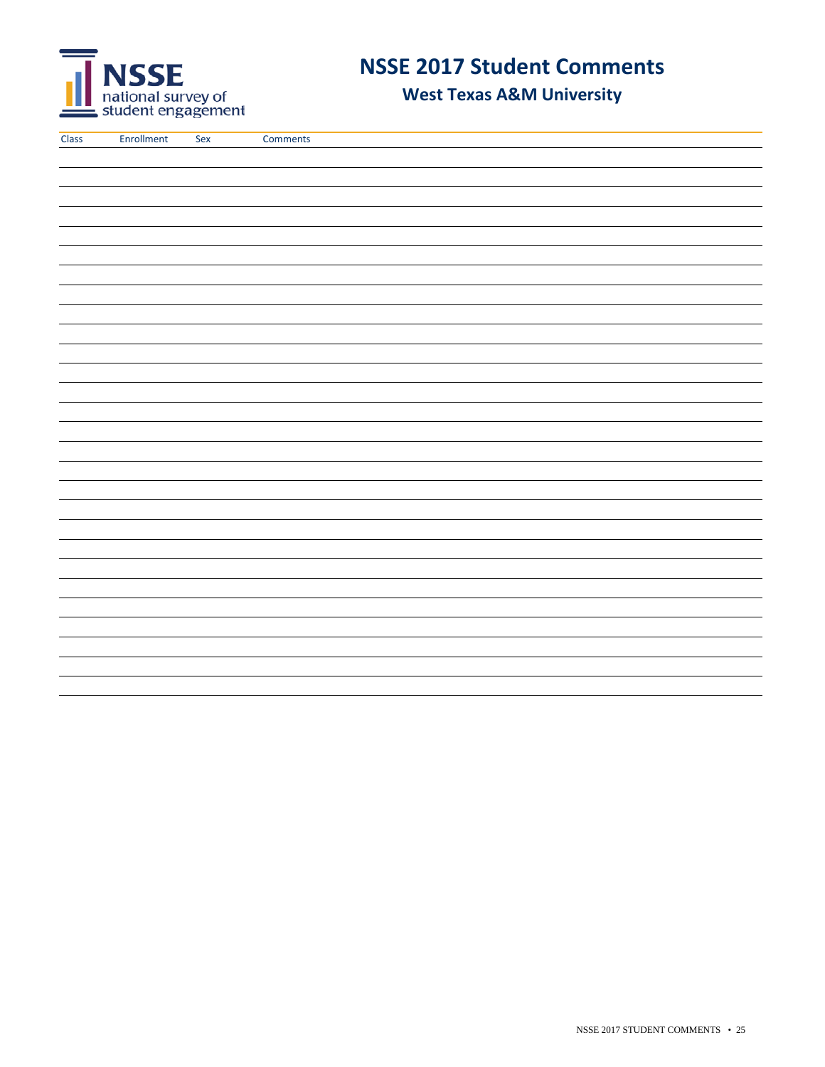# NSSE 2017 Student Comments

## West Texas A&M University

| Class | Enrollment | Sex | Comments |
|---|---|---|---|